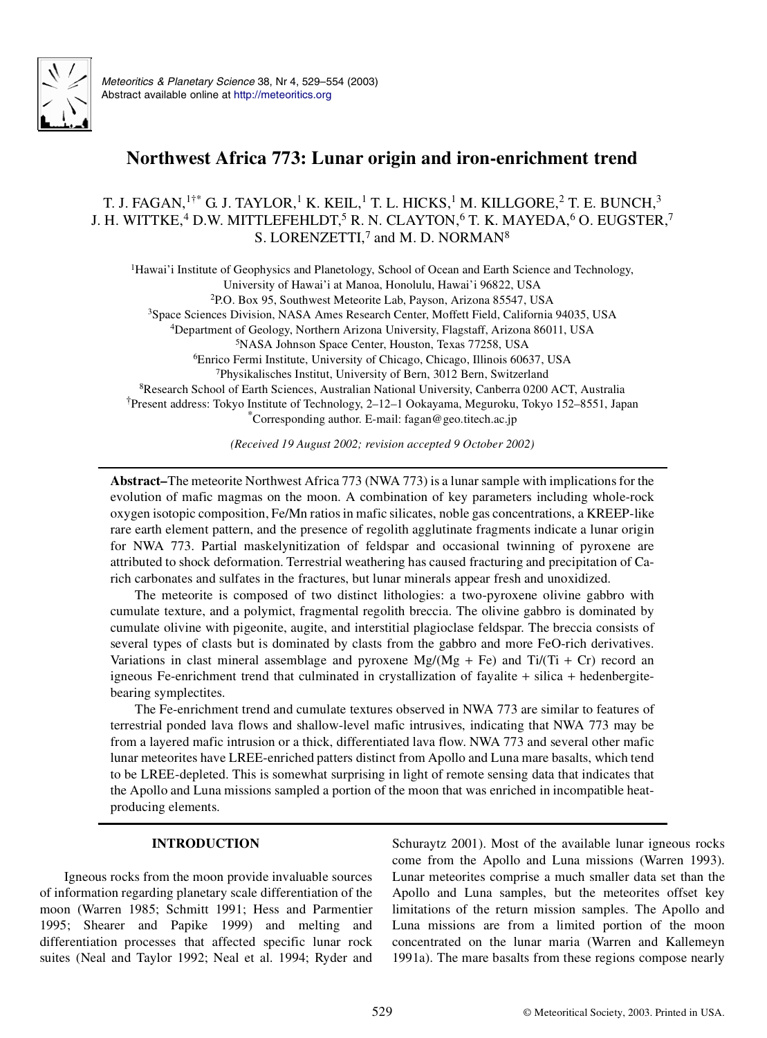# Northwest Africa 773: Lunar origin and iron-enrichment trend

T. J. FAGAN,[1†*] G. J. TAYLOR,[1] K. KEIL,[1] T. L. HICKS,[1] M. KILLGORE,[2] T. E. BUNCH,[3] J. H. WITTKE,[4] D.W. MITTLEFEHLDT,[5] R. N. CLAYTON,[6] T. K. MAYEDA,[6] O. EUGSTER,[7] S. LORENZETTI,[7] and M. D. NORMAN[8]

[1]Hawai'i Institute of Geophysics and Planetology, School of Ocean and Earth Science and Technology, University of Hawai'i at Manoa, Honolulu, Hawai'i 96822, USA

[2]P.O. Box 95, Southwest Meteorite Lab, Payson, Arizona 85547, USA

[3]Space Sciences Division, NASA Ames Research Center, Moffett Field, California 94035, USA

[4]Department of Geology, Northern Arizona University, Flagstaff, Arizona 86011, USA

[5]NASA Johnson Space Center, Houston, Texas 77258, USA

[6]Enrico Fermi Institute, University of Chicago, Chicago, Illinois 60637, USA

[7]Physikalisches Institut, University of Bern, 3012 Bern, Switzerland

[8]Research School of Earth Sciences, Australian National University, Canberra 0200 ACT, Australia

[†]Present address: Tokyo Institute of Technology, 2–12–1 Ookayama, Meguroku, Tokyo 152–8551, Japan

[*]Corresponding author. E-mail: fagan@geo.titech.ac.jp

*(Received 19 August 2002; revision accepted 9 October 2002)*

---

**Abstract–**The meteorite Northwest Africa 773 (NWA 773) is a lunar sample with implications for the evolution of mafic magmas on the moon. A combination of key parameters including whole-rock oxygen isotopic composition, Fe/Mn ratios in mafic silicates, noble gas concentrations, a KREEP-like rare earth element pattern, and the presence of regolith agglutinate fragments indicate a lunar origin for NWA 773. Partial maskelynitization of feldspar and occasional twinning of pyroxene are attributed to shock deformation. Terrestrial weathering has caused fracturing and precipitation of Ca-rich carbonates and sulfates in the fractures, but lunar minerals appear fresh and unoxidized.

The meteorite is composed of two distinct lithologies: a two-pyroxene olivine gabbro with cumulate texture, and a polymict, fragmental regolith breccia. The olivine gabbro is dominated by cumulate olivine with pigeonite, augite, and interstitial plagioclase feldspar. The breccia consists of several types of clasts but is dominated by clasts from the gabbro and more FeO-rich derivatives. Variations in clast mineral assemblage and pyroxene Mg/(Mg + Fe) and Ti/(Ti + Cr) record an igneous Fe-enrichment trend that culminated in crystallization of fayalite + silica + hedenbergite-bearing symplectites.

The Fe-enrichment trend and cumulate textures observed in NWA 773 are similar to features of terrestrial ponded lava flows and shallow-level mafic intrusives, indicating that NWA 773 may be from a layered mafic intrusion or a thick, differentiated lava flow. NWA 773 and several other mafic lunar meteorites have LREE-enriched patters distinct from Apollo and Luna mare basalts, which tend to be LREE-depleted. This is somewhat surprising in light of remote sensing data that indicates that the Apollo and Luna missions sampled a portion of the moon that was enriched in incompatible heat-producing elements.

---

## INTRODUCTION

Igneous rocks from the moon provide invaluable sources of information regarding planetary scale differentiation of the moon (Warren 1985; Schmitt 1991; Hess and Parmentier 1995; Shearer and Papike 1999) and melting and differentiation processes that affected specific lunar rock suites (Neal and Taylor 1992; Neal et al. 1994; Ryder and Schuraytz 2001). Most of the available lunar igneous rocks come from the Apollo and Luna missions (Warren 1993). Lunar meteorites comprise a much smaller data set than the Apollo and Luna samples, but the meteorites offset key limitations of the return mission samples. The Apollo and Luna missions are from a limited portion of the moon concentrated on the lunar maria (Warren and Kallemeyn 1991a). The mare basalts from these regions compose nearly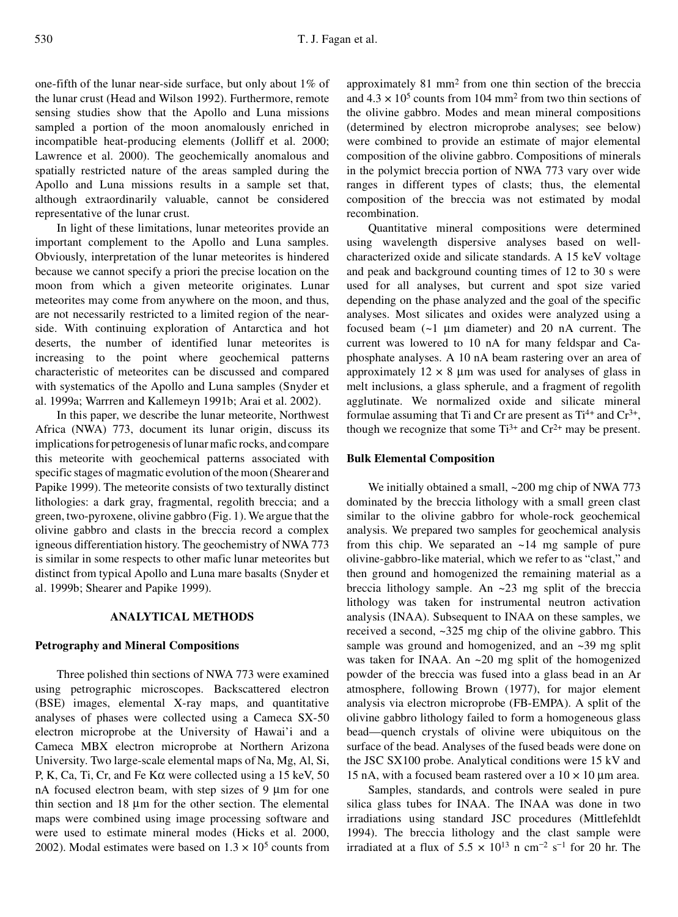one-fifth of the lunar near-side surface, but only about 1% of the lunar crust (Head and Wilson 1992). Furthermore, remote sensing studies show that the Apollo and Luna missions sampled a portion of the moon anomalously enriched in incompatible heat-producing elements (Jolliff et al. 2000; Lawrence et al. 2000). The geochemically anomalous and spatially restricted nature of the areas sampled during the Apollo and Luna missions results in a sample set that, although extraordinarily valuable, cannot be considered representative of the lunar crust.

In light of these limitations, lunar meteorites provide an important complement to the Apollo and Luna samples. Obviously, interpretation of the lunar meteorites is hindered because we cannot specify a priori the precise location on the moon from which a given meteorite originates. Lunar meteorites may come from anywhere on the moon, and thus, are not necessarily restricted to a limited region of the near-side. With continuing exploration of Antarctica and hot deserts, the number of identified lunar meteorites is increasing to the point where geochemical patterns characteristic of meteorites can be discussed and compared with systematics of the Apollo and Luna samples (Snyder et al. 1999a; Warrren and Kallemeyn 1991b; Arai et al. 2002).

In this paper, we describe the lunar meteorite, Northwest Africa (NWA) 773, document its lunar origin, discuss its implications for petrogenesis of lunar mafic rocks, and compare this meteorite with geochemical patterns associated with specific stages of magmatic evolution of the moon (Shearer and Papike 1999). The meteorite consists of two texturally distinct lithologies: a dark gray, fragmental, regolith breccia; and a green, two-pyroxene, olivine gabbro (Fig. 1). We argue that the olivine gabbro and clasts in the breccia record a complex igneous differentiation history. The geochemistry of NWA 773 is similar in some respects to other mafic lunar meteorites but distinct from typical Apollo and Luna mare basalts (Snyder et al. 1999b; Shearer and Papike 1999).

## ANALYTICAL METHODS

### Petrography and Mineral Compositions

Three polished thin sections of NWA 773 were examined using petrographic microscopes. Backscattered electron (BSE) images, elemental X-ray maps, and quantitative analyses of phases were collected using a Cameca SX-50 electron microprobe at the University of Hawai'i and a Cameca MBX electron microprobe at Northern Arizona University. Two large-scale elemental maps of Na, Mg, Al, Si, P, K, Ca, Ti, Cr, and Fe K$\alpha$ were collected using a 15 keV, 50 nA focused electron beam, with step sizes of 9 μm for one thin section and 18 μm for the other section. The elemental maps were combined using image processing software and were used to estimate mineral modes (Hicks et al. 2000, 2002). Modal estimates were based on $1.3 \times 10^5$ counts from approximately 81 mm$^2$ from one thin section of the breccia and $4.3 \times 10^5$ counts from 104 mm$^2$ from two thin sections of the olivine gabbro. Modes and mean mineral compositions (determined by electron microprobe analyses; see below) were combined to provide an estimate of major elemental composition of the olivine gabbro. Compositions of minerals in the polymict breccia portion of NWA 773 vary over wide ranges in different types of clasts; thus, the elemental composition of the breccia was not estimated by modal recombination.

Quantitative mineral compositions were determined using wavelength dispersive analyses based on well-characterized oxide and silicate standards. A 15 keV voltage and peak and background counting times of 12 to 30 s were used for all analyses, but current and spot size varied depending on the phase analyzed and the goal of the specific analyses. Most silicates and oxides were analyzed using a focused beam (~1 μm diameter) and 20 nA current. The current was lowered to 10 nA for many feldspar and Ca-phosphate analyses. A 10 nA beam rastering over an area of approximately $12 \times 8$ μm was used for analyses of glass in melt inclusions, a glass spherule, and a fragment of regolith agglutinate. We normalized oxide and silicate mineral formulae assuming that Ti and Cr are present as $Ti^{4+}$ and $Cr^{3+}$, though we recognize that some $Ti^{3+}$ and $Cr^{2+}$ may be present.

### Bulk Elemental Composition

We initially obtained a small, ~200 mg chip of NWA 773 dominated by the breccia lithology with a small green clast similar to the olivine gabbro for whole-rock geochemical analysis. We prepared two samples for geochemical analysis from this chip. We separated an ~14 mg sample of pure olivine-gabbro-like material, which we refer to as "clast," and then ground and homogenized the remaining material as a breccia lithology sample. An ~23 mg split of the breccia lithology was taken for instrumental neutron activation analysis (INAA). Subsequent to INAA on these samples, we received a second, ~325 mg chip of the olivine gabbro. This sample was ground and homogenized, and an ~39 mg split was taken for INAA. An ~20 mg split of the homogenized powder of the breccia was fused into a glass bead in an Ar atmosphere, following Brown (1977), for major element analysis via electron microprobe (FB-EMPA). A split of the olivine gabbro lithology failed to form a homogeneous glass bead—quench crystals of olivine were ubiquitous on the surface of the bead. Analyses of the fused beads were done on the JSC SX100 probe. Analytical conditions were 15 kV and 15 nA, with a focused beam rastered over a $10 \times 10$ μm area.

Samples, standards, and controls were sealed in pure silica glass tubes for INAA. The INAA was done in two irradiations using standard JSC procedures (Mittlefehldt 1994). The breccia lithology and the clast sample were irradiated at a flux of $5.5 \times 10^{13}$ n cm$^{-2}$ s$^{-1}$ for 20 hr. The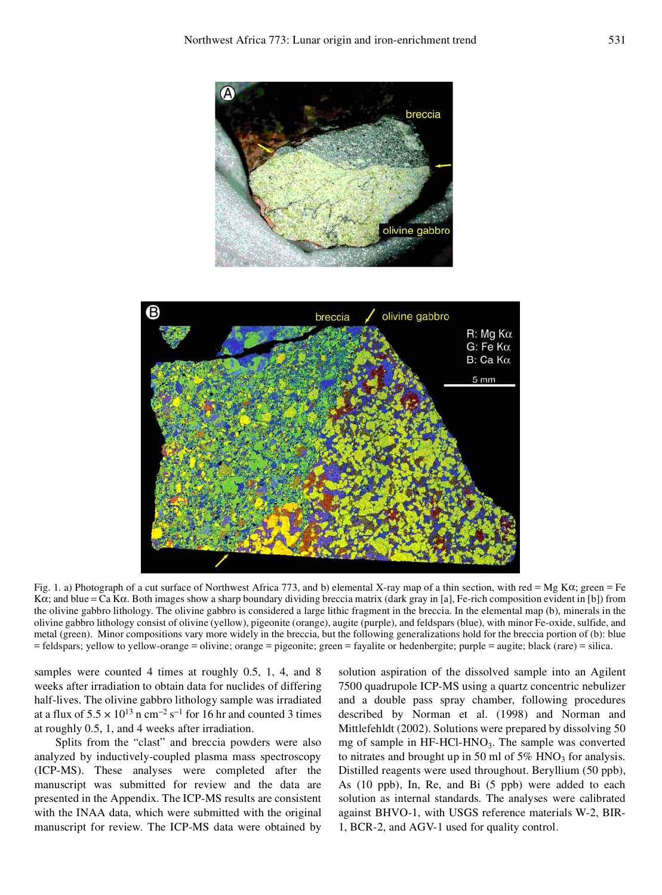Fig. 1. a) Photograph of a cut surface of Northwest Africa 773, and b) elemental X-ray map of a thin section, with red = Mg Kα; green = Fe Kα; and blue = Ca Kα. Both images show a sharp boundary dividing breccia matrix (dark gray in [a], Fe-rich composition evident in [b]) from the olivine gabbro lithology. The olivine gabbro is considered a large lithic fragment in the breccia. In the elemental map (b), minerals in the olivine gabbro lithology consist of olivine (yellow), pigeonite (orange), augite (purple), and feldspars (blue), with minor Fe-oxide, sulfide, and metal (green). Minor compositions vary more widely in the breccia, but the following generalizations hold for the breccia portion of (b): blue = feldspars; yellow to yellow-orange = olivine; orange = pigeonite; green = fayalite or hedenbergite; purple = augite; black (rare) = silica.

samples were counted 4 times at roughly 0.5, 1, 4, and 8 weeks after irradiation to obtain data for nuclides of differing half-lives. The olivine gabbro lithology sample was irradiated at a flux of $5.5 \times 10^{13}$ n $cm^{-2}$ $s^{-1}$ for 16 hr and counted 3 times at roughly 0.5, 1, and 4 weeks after irradiation.

Splits from the "clast" and breccia powders were also analyzed by inductively-coupled plasma mass spectroscopy (ICP-MS). These analyses were completed after the manuscript was submitted for review and the data are presented in the Appendix. The ICP-MS results are consistent with the INAA data, which were submitted with the original manuscript for review. The ICP-MS data were obtained by solution aspiration of the dissolved sample into an Agilent 7500 quadrupole ICP-MS using a quartz concentric nebulizer and a double pass spray chamber, following procedures described by Norman et al. (1998) and Norman and Mittlefehldt (2002). Solutions were prepared by dissolving 50 mg of sample in HF-HCl-$HNO_3$. The sample was converted to nitrates and brought up in 50 ml of 5% $HNO_3$ for analysis. Distilled reagents were used throughout. Beryllium (50 ppb), As (10 ppb), In, Re, and Bi (5 ppb) were added to each solution as internal standards. The analyses were calibrated against BHVO-1, with USGS reference materials W-2, BIR-1, BCR-2, and AGV-1 used for quality control.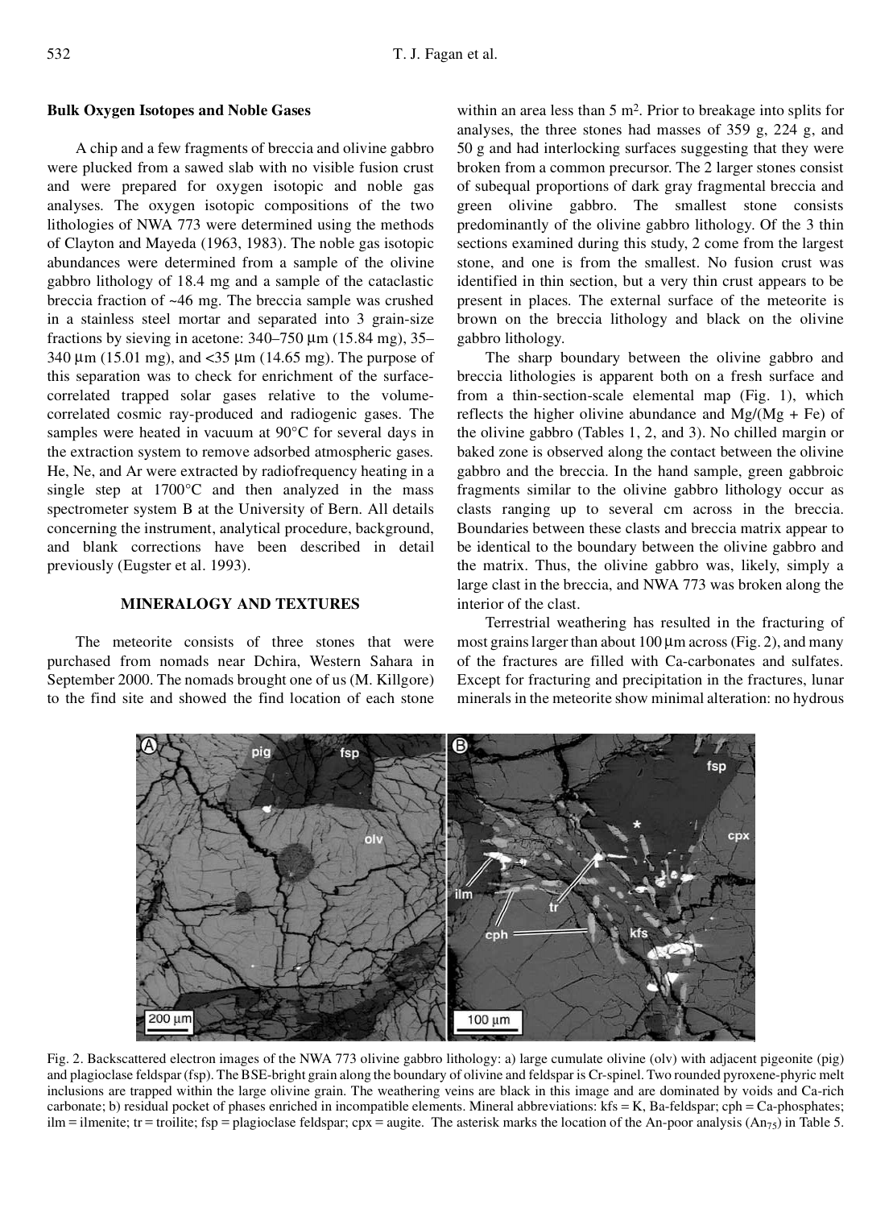### Bulk Oxygen Isotopes and Noble Gases

A chip and a few fragments of breccia and olivine gabbro were plucked from a sawed slab with no visible fusion crust and were prepared for oxygen isotopic and noble gas analyses. The oxygen isotopic compositions of the two lithologies of NWA 773 were determined using the methods of Clayton and Mayeda (1963, 1983). The noble gas isotopic abundances were determined from a sample of the olivine gabbro lithology of 18.4 mg and a sample of the cataclastic breccia fraction of ~46 mg. The breccia sample was crushed in a stainless steel mortar and separated into 3 grain-size fractions by sieving in acetone: 340–750 μm (15.84 mg), 35–340 μm (15.01 mg), and <35 μm (14.65 mg). The purpose of this separation was to check for enrichment of the surface-correlated trapped solar gases relative to the volume-correlated cosmic ray-produced and radiogenic gases. The samples were heated in vacuum at 90°C for several days in the extraction system to remove adsorbed atmospheric gases. He, Ne, and Ar were extracted by radiofrequency heating in a single step at 1700°C and then analyzed in the mass spectrometer system B at the University of Bern. All details concerning the instrument, analytical procedure, background, and blank corrections have been described in detail previously (Eugster et al. 1993).

## MINERALOGY AND TEXTURES

The meteorite consists of three stones that were purchased from nomads near Dchira, Western Sahara in September 2000. The nomads brought one of us (M. Killgore) to the find site and showed the find location of each stone within an area less than 5 $m^2$. Prior to breakage into splits for analyses, the three stones had masses of 359 g, 224 g, and 50 g and had interlocking surfaces suggesting that they were broken from a common precursor. The 2 larger stones consist of subequal proportions of dark gray fragmental breccia and green olivine gabbro. The smallest stone consists predominantly of the olivine gabbro lithology. Of the 3 thin sections examined during this study, 2 come from the largest stone, and one is from the smallest. No fusion crust was identified in thin section, but a very thin crust appears to be present in places. The external surface of the meteorite is brown on the breccia lithology and black on the olivine gabbro lithology.

The sharp boundary between the olivine gabbro and breccia lithologies is apparent both on a fresh surface and from a thin-section-scale elemental map (Fig. 1), which reflects the higher olivine abundance and Mg/(Mg + Fe) of the olivine gabbro (Tables 1, 2, and 3). No chilled margin or baked zone is observed along the contact between the olivine gabbro and the breccia. In the hand sample, green gabbroic fragments similar to the olivine gabbro lithology occur as clasts ranging up to several cm across in the breccia. Boundaries between these clasts and breccia matrix appear to be identical to the boundary between the olivine gabbro and the matrix. Thus, the olivine gabbro was, likely, simply a large clast in the breccia, and NWA 773 was broken along the interior of the clast.

Terrestrial weathering has resulted in the fracturing of most grains larger than about 100 μm across (Fig. 2), and many of the fractures are filled with Ca-carbonates and sulfates. Except for fracturing and precipitation in the fractures, lunar minerals in the meteorite show minimal alteration: no hydrous

Fig. 2. Backscattered electron images of the NWA 773 olivine gabbro lithology: a) large cumulate olivine (olv) with adjacent pigeonite (pig) and plagioclase feldspar (fsp). The BSE-bright grain along the boundary of olivine and feldspar is Cr-spinel. Two rounded pyroxene-phyric melt inclusions are trapped within the large olivine grain. The weathering veins are black in this image and are dominated by voids and Ca-rich carbonate; b) residual pocket of phases enriched in incompatible elements. Mineral abbreviations: kfs = K, Ba-feldspar; cph = Ca-phosphates; ilm = ilmenite; tr = troilite; fsp = plagioclase feldspar; cpx = augite. The asterisk marks the location of the An-poor analysis ($An_{75}$) in Table 5.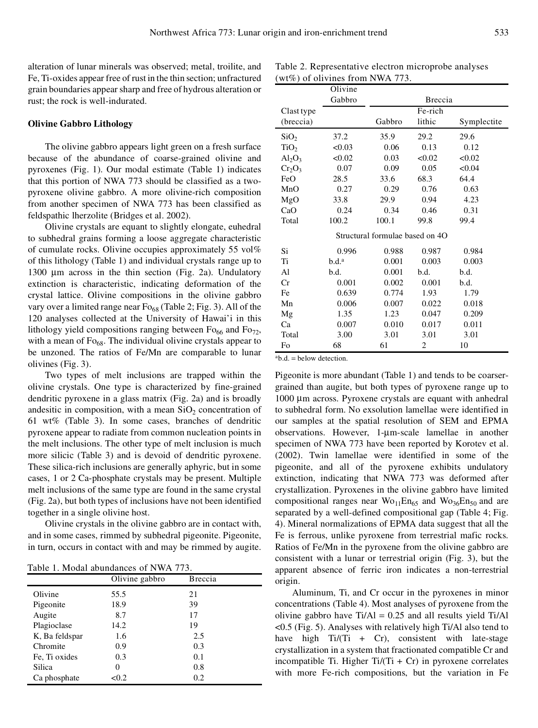alteration of lunar minerals was observed; metal, troilite, and Fe, Ti-oxides appear free of rust in the thin section; unfractured grain boundaries appear sharp and free of hydrous alteration or rust; the rock is well-indurated.

### Olivine Gabbro Lithology

The olivine gabbro appears light green on a fresh surface because of the abundance of coarse-grained olivine and pyroxenes (Fig. 1). Our modal estimate (Table 1) indicates that this portion of NWA 773 should be classified as a two-pyroxene olivine gabbro. A more olivine-rich composition from another specimen of NWA 773 has been classified as feldspathic lherzolite (Bridges et al. 2002).

Olivine crystals are equant to slightly elongate, euhedral to subhedral grains forming a loose aggregate characteristic of cumulate rocks. Olivine occupies approximately 55 vol% of this lithology (Table 1) and individual crystals range up to 1300 μm across in the thin section (Fig. 2a). Undulatory extinction is characteristic, indicating deformation of the crystal lattice. Olivine compositions in the olivine gabbro vary over a limited range near $Fo_{68}$ (Table 2; Fig. 3). All of the 120 analyses collected at the University of Hawai'i in this lithology yield compositions ranging between $Fo_{66}$ and $Fo_{72}$, with a mean of $Fo_{68}$. The individual olivine crystals appear to be unzoned. The ratios of Fe/Mn are comparable to lunar olivines (Fig. 3).

Two types of melt inclusions are trapped within the olivine crystals. One type is characterized by fine-grained dendritic pyroxene in a glass matrix (Fig. 2a) and is broadly andesitic in composition, with a mean $SiO_2$ concentration of 61 wt% (Table 3). In some cases, branches of dendritic pyroxene appear to radiate from common nucleation points in the melt inclusions. The other type of melt inclusion is much more silicic (Table 3) and is devoid of dendritic pyroxene. These silica-rich inclusions are generally aphyric, but in some cases, 1 or 2 Ca-phosphate crystals may be present. Multiple melt inclusions of the same type are found in the same crystal (Fig. 2a), but both types of inclusions have not been identified together in a single olivine host.

Olivine crystals in the olivine gabbro are in contact with, and in some cases, rimmed by subhedral pigeonite. Pigeonite, in turn, occurs in contact with and may be rimmed by augite.

Table 1. Modal abundances of NWA 773.

| | Olivine gabbro | Breccia |
|---|---|---|
| Olivine | 55.5 | 21 |
| Pigeonite | 18.9 | 39 |
| Augite | 8.7 | 17 |
| Plagioclase | 14.2 | 19 |
| K, Ba feldspar | 1.6 | 2.5 |
| Chromite | 0.9 | 0.3 |
| Fe, Ti oxides | 0.3 | 0.1 |
| Silica | 0 | 0.8 |
| Ca phosphate | <0.2 | 0.2 |

Table 2. Representative electron microprobe analyses (wt%) of olivines from NWA 773.

| | Olivine Gabbro | Breccia | | |
|---|---|---|---|---|
| Clast type (breccia) | | Gabbro | Fe-rich lithic | Symplectite |
| $SiO_2$ | 37.2 | 35.9 | 29.2 | 29.6 |
| $TiO_2$ | <0.03 | 0.06 | 0.13 | 0.12 |
| $Al_2O_3$ | <0.02 | 0.03 | <0.02 | <0.02 |
| $Cr_2O_3$ | 0.07 | 0.09 | 0.05 | <0.04 |
| FeO | 28.5 | 33.6 | 68.3 | 64.4 |
| MnO | 0.27 | 0.29 | 0.76 | 0.63 |
| MgO | 33.8 | 29.9 | 0.94 | 4.23 |
| CaO | 0.24 | 0.34 | 0.46 | 0.31 |
| Total | 100.2 | 100.1 | 99.8 | 99.4 |
| Structural formulae based on 4O | | | | |
| Si | 0.996 | 0.988 | 0.987 | 0.984 |
| Ti | b.d.[a] | 0.001 | 0.003 | 0.003 |
| Al | b.d. | 0.001 | b.d. | b.d. |
| Cr | 0.001 | 0.002 | 0.001 | b.d. |
| Fe | 0.639 | 0.774 | 1.93 | 1.79 |
| Mn | 0.006 | 0.007 | 0.022 | 0.018 |
| Mg | 1.35 | 1.23 | 0.047 | 0.209 |
| Ca | 0.007 | 0.010 | 0.017 | 0.011 |
| Total | 3.00 | 3.01 | 3.01 | 3.01 |
| Fo | 68 | 61 | 2 | 10 |

[a]b.d. = below detection.

Pigeonite is more abundant (Table 1) and tends to be coarser-grained than augite, but both types of pyroxene range up to 1000 μm across. Pyroxene crystals are equant with anhedral to subhedral form. No exsolution lamellae were identified in our samples at the spatial resolution of SEM and EPMA observations. However, 1-μm-scale lamellae in another specimen of NWA 773 have been reported by Korotev et al. (2002). Twin lamellae were identified in some of the pigeonite, and all of the pyroxene exhibits undulatory extinction, indicating that NWA 773 was deformed after crystallization. Pyroxenes in the olivine gabbro have limited compositional ranges near $Wo_{11}En_{65}$ and $Wo_{36}En_{50}$ and are separated by a well-defined compositional gap (Table 4; Fig. 4). Mineral normalizations of EPMA data suggest that all the Fe is ferrous, unlike pyroxene from terrestrial mafic rocks. Ratios of Fe/Mn in the pyroxene from the olivine gabbro are consistent with a lunar or terrestrial origin (Fig. 3), but the apparent absence of ferric iron indicates a non-terrestrial origin.

Aluminum, Ti, and Cr occur in the pyroxenes in minor concentrations (Table 4). Most analyses of pyroxene from the olivine gabbro have Ti/Al = 0.25 and all results yield Ti/Al <0.5 (Fig. 5). Analyses with relatively high Ti/Al also tend to have high Ti/(Ti + Cr), consistent with late-stage crystallization in a system that fractionated compatible Cr and incompatible Ti. Higher Ti/(Ti + Cr) in pyroxene correlates with more Fe-rich compositions, but the variation in Fe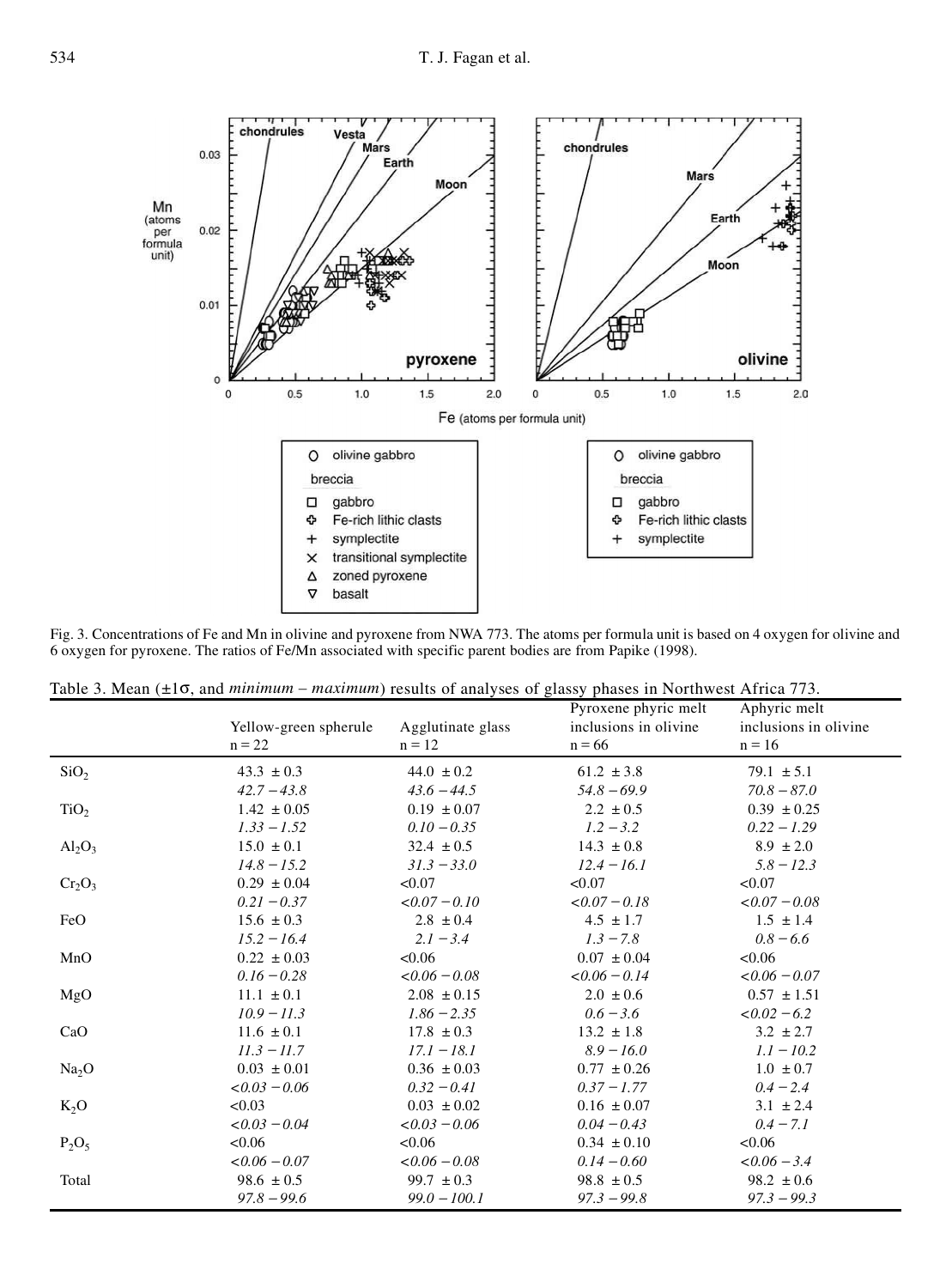Fig. 3. Concentrations of Fe and Mn in olivine and pyroxene from NWA 773. The atoms per formula unit is based on 4 oxygen for olivine and 6 oxygen for pyroxene. The ratios of Fe/Mn associated with specific parent bodies are from Papike (1998).

Table 3. Mean (±1σ, and *minimum – maximum*) results of analyses of glassy phases in Northwest Africa 773.

| | Yellow-green spherule n = 22 | Agglutinate glass n = 12 | Pyroxene phyric melt inclusions in olivine n = 66 | Aphyric melt inclusions in olivine n = 16 |
|---|---|---|---|---|
| $SiO_2$ | 43.3 ± 0.3 | 44.0 ± 0.2 | 61.2 ± 3.8 | 79.1 ± 5.1 |
| | *42.7 – 43.8* | *43.6 – 44.5* | *54.8 – 69.9* | *70.8 – 87.0* |
| $TiO_2$ | 1.42 ± 0.05 | 0.19 ± 0.07 | 2.2 ± 0.5 | 0.39 ± 0.25 |
| | *1.33 – 1.52* | *0.10 – 0.35* | *1.2 – 3.2* | *0.22 – 1.29* |
| $Al_2O_3$ | 15.0 ± 0.1 | 32.4 ± 0.5 | 14.3 ± 0.8 | 8.9 ± 2.0 |
| | *14.8 – 15.2* | *31.3 – 33.0* | *12.4 – 16.1* | *5.8 – 12.3* |
| $Cr_2O_3$ | 0.29 ± 0.04 | <0.07 | <0.07 | <0.07 |
| | *0.21 – 0.37* | *<0.07 – 0.10* | *<0.07 – 0.18* | *<0.07 – 0.08* |
| FeO | 15.6 ± 0.3 | 2.8 ± 0.4 | 4.5 ± 1.7 | 1.5 ± 1.4 |
| | *15.2 – 16.4* | *2.1 – 3.4* | *1.3 – 7.8* | *0.8 – 6.6* |
| MnO | 0.22 ± 0.03 | <0.06 | 0.07 ± 0.04 | <0.06 |
| | *0.16 – 0.28* | *<0.06 – 0.08* | *<0.06 – 0.14* | *<0.06 – 0.07* |
| MgO | 11.1 ± 0.1 | 2.08 ± 0.15 | 2.0 ± 0.6 | 0.57 ± 1.51 |
| | *10.9 – 11.3* | *1.86 – 2.35* | *0.6 – 3.6* | *<0.02 – 6.2* |
| CaO | 11.6 ± 0.1 | 17.8 ± 0.3 | 13.2 ± 1.8 | 3.2 ± 2.7 |
| | *11.3 – 11.7* | *17.1 – 18.1* | *8.9 – 16.0* | *1.1 – 10.2* |
| $Na_2O$ | 0.03 ± 0.01 | 0.36 ± 0.03 | 0.77 ± 0.26 | 1.0 ± 0.7 |
| | *<0.03 – 0.06* | *0.32 – 0.41* | *0.37 – 1.77* | *0.4 – 2.4* |
| $K_2O$ | <0.03 | 0.03 ± 0.02 | 0.16 ± 0.07 | 3.1 ± 2.4 |
| | *<0.03 – 0.04* | *<0.03 – 0.06* | *0.04 – 0.43* | *0.4 – 7.1* |
| $P_2O_5$ | <0.06 | <0.06 | 0.34 ± 0.10 | <0.06 |
| | *<0.06 – 0.07* | *<0.06 – 0.08* | *0.14 – 0.60* | *<0.06 – 3.4* |
| Total | 98.6 ± 0.5 | 99.7 ± 0.3 | 98.8 ± 0.5 | 98.2 ± 0.6 |
| | *97.8 – 99.6* | *99.0 – 100.1* | *97.3 – 99.8* | *97.3 – 99.3* |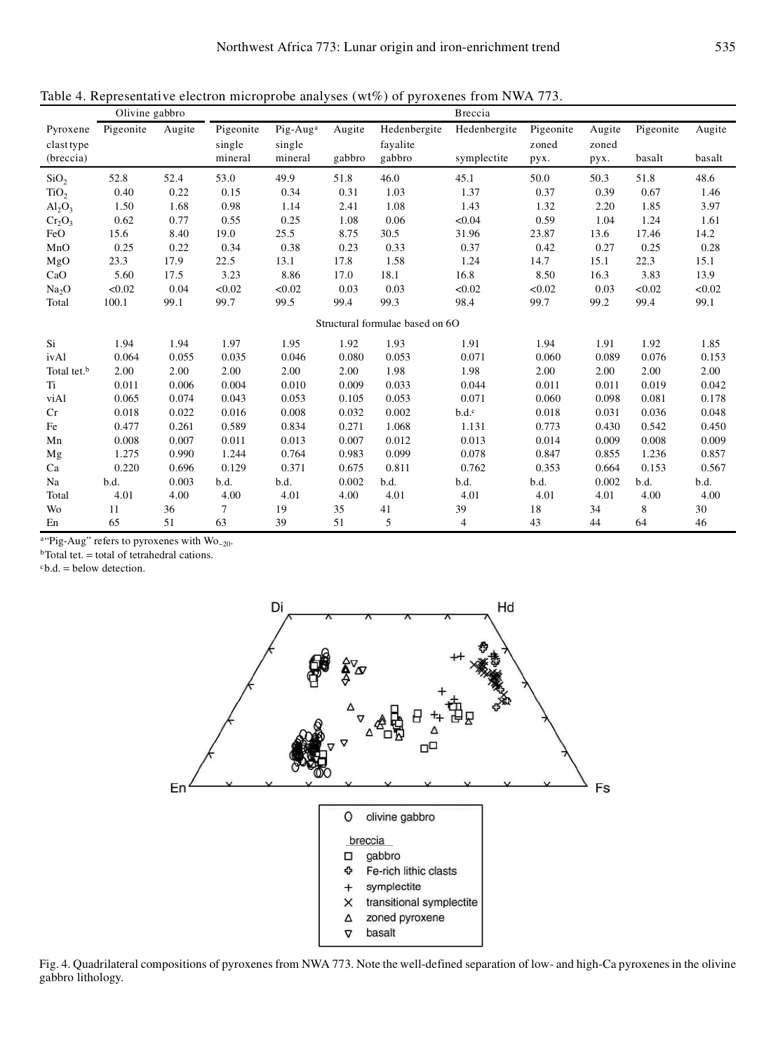Table 4. Representative electron microprobe analyses (wt%) of pyroxenes from NWA 773.

| | Olivine gabbro | | Breccia | | | | | | | | |
|---|---|---|---|---|---|---|---|---|---|---|---|
| Pyroxene clast type (breccia) | Pigeonite | Augite | Pigeonite single mineral | Pig-Aug[a] single mineral | Augite gabbro | Hedenbergite fayalite gabbro | Hedenbergite symplectite | Pigeonite zoned pyx. | Augite zoned pyx. | Pigeonite basalt | Augite basalt |
| $SiO_2$ | 52.8 | 52.4 | 53.0 | 49.9 | 51.8 | 46.0 | 45.1 | 50.0 | 50.3 | 51.8 | 48.6 |
| $TiO_2$ | 0.40 | 0.22 | 0.15 | 0.34 | 0.31 | 1.03 | 1.37 | 0.37 | 0.39 | 0.67 | 1.46 |
| $Al_2O_3$ | 1.50 | 1.68 | 0.98 | 1.14 | 2.41 | 1.08 | 1.43 | 1.32 | 2.20 | 1.85 | 3.97 |
| $Cr_2O_3$ | 0.62 | 0.77 | 0.55 | 0.25 | 1.08 | 0.06 | <0.04 | 0.59 | 1.04 | 1.24 | 1.61 |
| FeO | 15.6 | 8.40 | 19.0 | 25.5 | 8.75 | 30.5 | 31.96 | 23.87 | 13.6 | 17.46 | 14.2 |
| MnO | 0.25 | 0.22 | 0.34 | 0.38 | 0.23 | 0.33 | 0.37 | 0.42 | 0.27 | 0.25 | 0.28 |
| MgO | 23.3 | 17.9 | 22.5 | 13.1 | 17.8 | 1.58 | 1.24 | 14.7 | 15.1 | 22.3 | 15.1 |
| CaO | 5.60 | 17.5 | 3.23 | 8.86 | 17.0 | 18.1 | 16.8 | 8.50 | 16.3 | 3.83 | 13.9 |
| $Na_2O$ | <0.02 | 0.04 | <0.02 | <0.02 | 0.03 | 0.03 | <0.02 | <0.02 | 0.03 | <0.02 | <0.02 |
| Total | 100.1 | 99.1 | 99.7 | 99.5 | 99.4 | 99.3 | 98.4 | 99.7 | 99.2 | 99.4 | 99.1 |
| Structural formulae based on 6O | | | | | | | | | | | |
| Si | 1.94 | 1.94 | 1.97 | 1.95 | 1.92 | 1.93 | 1.91 | 1.94 | 1.91 | 1.92 | 1.85 |
| ivAl | 0.064 | 0.055 | 0.035 | 0.046 | 0.080 | 0.053 | 0.071 | 0.060 | 0.089 | 0.076 | 0.153 |
| Total tet.[b] | 2.00 | 2.00 | 2.00 | 2.00 | 2.00 | 1.98 | 1.98 | 2.00 | 2.00 | 2.00 | 2.00 |
| Ti | 0.011 | 0.006 | 0.004 | 0.010 | 0.009 | 0.033 | 0.044 | 0.011 | 0.011 | 0.019 | 0.042 |
| viAl | 0.065 | 0.074 | 0.043 | 0.053 | 0.105 | 0.053 | 0.071 | 0.060 | 0.098 | 0.081 | 0.178 |
| Cr | 0.018 | 0.022 | 0.016 | 0.008 | 0.032 | 0.002 | b.d.[c] | 0.018 | 0.031 | 0.036 | 0.048 |
| Fe | 0.477 | 0.261 | 0.589 | 0.834 | 0.271 | 1.068 | 1.131 | 0.773 | 0.430 | 0.542 | 0.450 |
| Mn | 0.008 | 0.007 | 0.011 | 0.013 | 0.007 | 0.012 | 0.013 | 0.014 | 0.009 | 0.008 | 0.009 |
| Mg | 1.275 | 0.990 | 1.244 | 0.764 | 0.983 | 0.099 | 0.078 | 0.847 | 0.855 | 1.236 | 0.857 |
| Ca | 0.220 | 0.696 | 0.129 | 0.371 | 0.675 | 0.811 | 0.762 | 0.353 | 0.664 | 0.153 | 0.567 |
| Na | b.d. | 0.003 | b.d. | b.d. | 0.002 | b.d. | b.d. | b.d. | 0.002 | b.d. | b.d. |
| Total | 4.01 | 4.00 | 4.00 | 4.01 | 4.00 | 4.01 | 4.01 | 4.01 | 4.01 | 4.00 | 4.00 |
| Wo | 11 | 36 | 7 | 19 | 35 | 41 | 39 | 18 | 34 | 8 | 30 |
| En | 65 | 51 | 63 | 39 | 51 | 5 | 4 | 43 | 44 | 64 | 46 |

[a]"Pig-Aug" refers to pyroxenes with $Wo_{\sim 20}$.
[b]Total tet. = total of tetrahedral cations.
[c]b.d. = below detection.

Fig. 4. Quadrilateral compositions of pyroxenes from NWA 773. Note the well-defined separation of low- and high-Ca pyroxenes in the olivine gabbro lithology.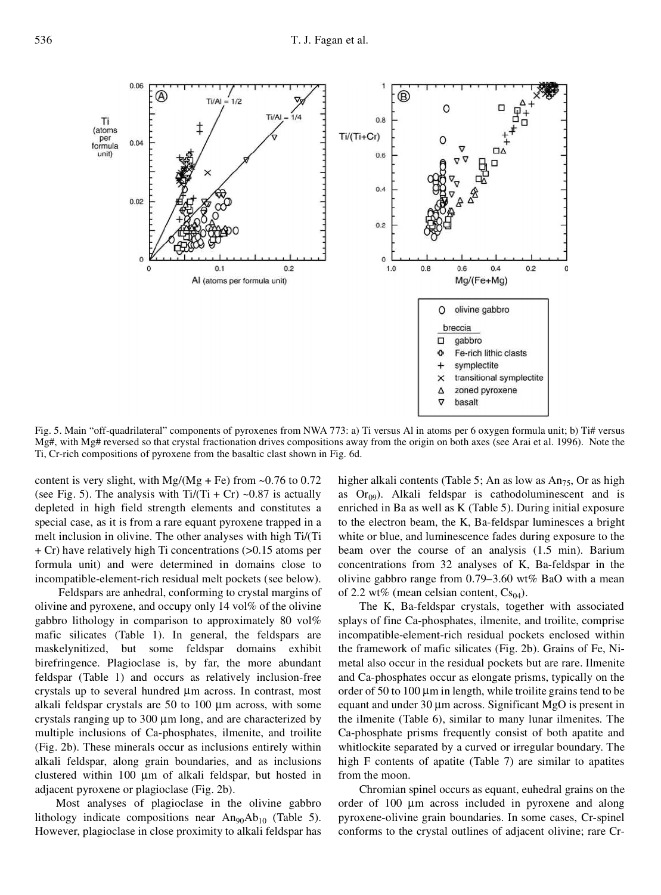Fig. 5. Main "off-quadrilateral" components of pyroxenes from NWA 773: a) Ti versus Al in atoms per 6 oxygen formula unit; b) Ti# versus Mg#, with Mg# reversed so that crystal fractionation drives compositions away from the origin on both axes (see Arai et al. 1996). Note the Ti, Cr-rich compositions of pyroxene from the basaltic clast shown in Fig. 6d.

content is very slight, with Mg/(Mg + Fe) from ~0.76 to 0.72 (see Fig. 5). The analysis with Ti/(Ti + Cr) ~0.87 is actually depleted in high field strength elements and constitutes a special case, as it is from a rare equant pyroxene trapped in a melt inclusion in olivine. The other analyses with high Ti/(Ti + Cr) have relatively high Ti concentrations (>0.15 atoms per formula unit) and were determined in domains close to incompatible-element-rich residual melt pockets (see below).

Feldspars are anhedral, conforming to crystal margins of olivine and pyroxene, and occupy only 14 vol% of the olivine gabbro lithology in comparison to approximately 80 vol% mafic silicates (Table 1). In general, the feldspars are maskelynitized, but some feldspar domains exhibit birefringence. Plagioclase is, by far, the more abundant feldspar (Table 1) and occurs as relatively inclusion-free crystals up to several hundred µm across. In contrast, most alkali feldspar crystals are 50 to 100 µm across, with some crystals ranging up to 300 µm long, and are characterized by multiple inclusions of Ca-phosphates, ilmenite, and troilite (Fig. 2b). These minerals occur as inclusions entirely within alkali feldspar, along grain boundaries, and as inclusions clustered within 100 µm of alkali feldspar, but hosted in adjacent pyroxene or plagioclase (Fig. 2b).

Most analyses of plagioclase in the olivine gabbro lithology indicate compositions near $An_{90}Ab_{10}$ (Table 5). However, plagioclase in close proximity to alkali feldspar has higher alkali contents (Table 5; An as low as $An_{75}$, Or as high as $Or_{09}$). Alkali feldspar is cathodoluminescent and is enriched in Ba as well as K (Table 5). During initial exposure to the electron beam, the K, Ba-feldspar luminesces a bright white or blue, and luminescence fades during exposure to the beam over the course of an analysis (1.5 min). Barium concentrations from 32 analyses of K, Ba-feldspar in the olivine gabbro range from 0.79–3.60 wt% BaO with a mean of 2.2 wt% (mean celsian content, $Cs_{04}$).

The K, Ba-feldspar crystals, together with associated splays of fine Ca-phosphates, ilmenite, and troilite, comprise incompatible-element-rich residual pockets enclosed within the framework of mafic silicates (Fig. 2b). Grains of Fe, Ni-metal also occur in the residual pockets but are rare. Ilmenite and Ca-phosphates occur as elongate prisms, typically on the order of 50 to 100 µm in length, while troilite grains tend to be equant and under 30 µm across. Significant MgO is present in the ilmenite (Table 6), similar to many lunar ilmenites. The Ca-phosphate prisms frequently consist of both apatite and whitlockite separated by a curved or irregular boundary. The high F contents of apatite (Table 7) are similar to apatites from the moon.

Chromian spinel occurs as equant, euhedral grains on the order of 100 µm across included in pyroxene and along pyroxene-olivine grain boundaries. In some cases, Cr-spinel conforms to the crystal outlines of adjacent olivine; rare Cr-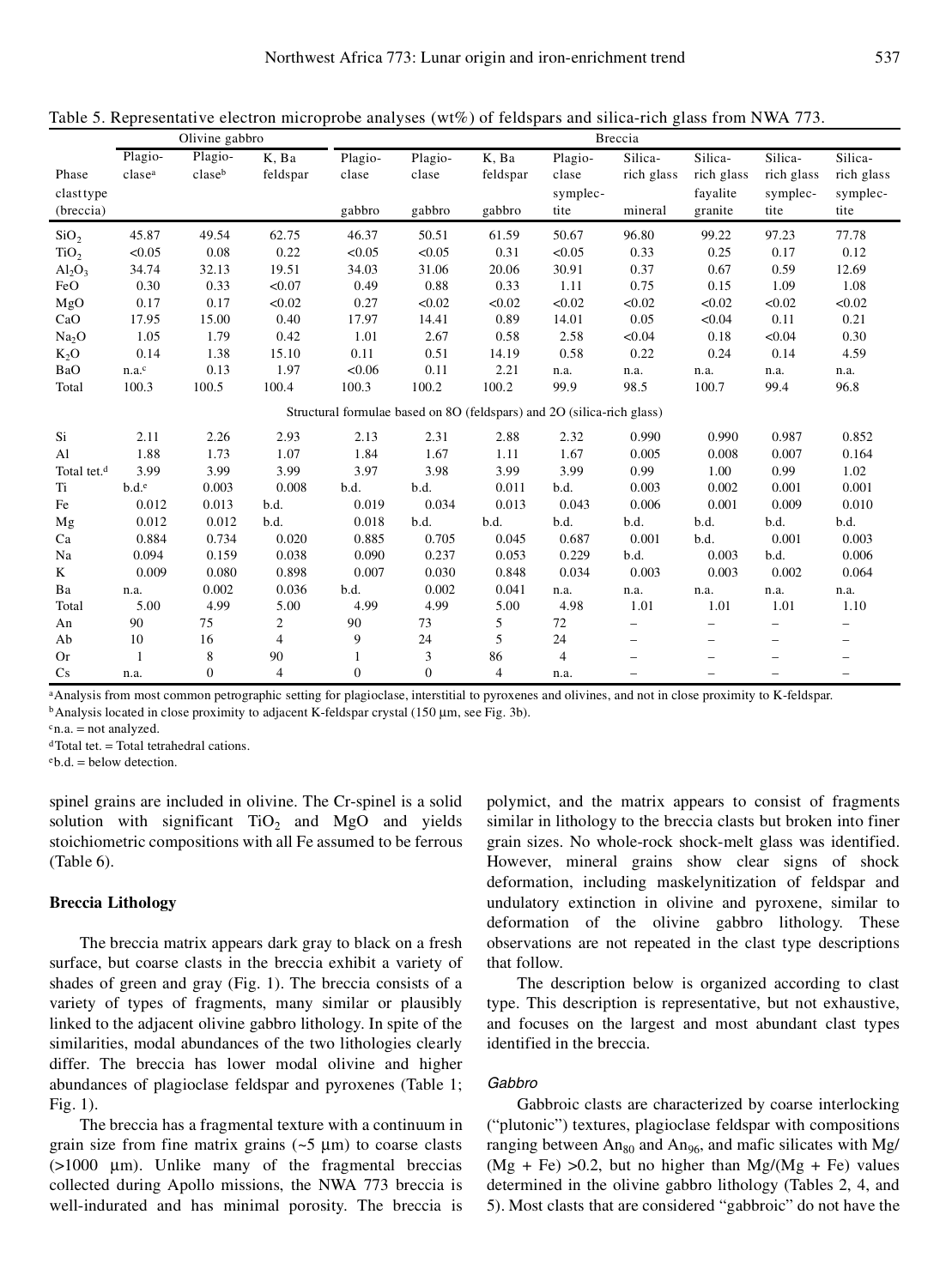Table 5. Representative electron microprobe analyses (wt%) of feldspars and silica-rich glass from NWA 773.

| | Olivine gabbro | | | Breccia | | | | | | | |
|---|---|---|---|---|---|---|---|---|---|---|---|
| Phase | Plagio-clase[a] | Plagio-clase[b] | K, Ba feldspar | Plagio-clase | Plagio-clase | K, Ba feldspar | Plagio-clase | Silica-rich glass | Silica-rich glass | Silica-rich glass | Silica-rich glass |
| clast type (breccia) | | | | gabbro | gabbro | gabbro | symplec-tite | mineral | fayalite granite | symplec-tite | symplec-tite |
| $SiO_2$ | 45.87 | 49.54 | 62.75 | 46.37 | 50.51 | 61.59 | 50.67 | 96.80 | 99.22 | 97.23 | 77.78 |
| $TiO_2$ | <0.05 | 0.08 | 0.22 | <0.05 | <0.05 | 0.31 | <0.05 | 0.33 | 0.25 | 0.17 | 0.12 |
| $Al_2O_3$ | 34.74 | 32.13 | 19.51 | 34.03 | 31.06 | 20.06 | 30.91 | 0.37 | 0.67 | 0.59 | 12.69 |
| FeO | 0.30 | 0.33 | <0.07 | 0.49 | 0.88 | 0.33 | 1.11 | 0.75 | 0.15 | 1.09 | 1.08 |
| MgO | 0.17 | 0.17 | <0.02 | 0.27 | <0.02 | <0.02 | <0.02 | <0.02 | <0.02 | <0.02 | <0.02 |
| CaO | 17.95 | 15.00 | 0.40 | 17.97 | 14.41 | 0.89 | 14.01 | 0.05 | <0.04 | 0.11 | 0.21 |
| $Na_2O$ | 1.05 | 1.79 | 0.42 | 1.01 | 2.67 | 0.58 | 2.58 | <0.04 | 0.18 | <0.04 | 0.30 |
| $K_2O$ | 0.14 | 1.38 | 15.10 | 0.11 | 0.51 | 14.19 | 0.58 | 0.22 | 0.24 | 0.14 | 4.59 |
| BaO | n.a.[c] | 0.13 | 1.97 | <0.06 | 0.11 | 2.21 | n.a. | n.a. | n.a. | n.a. | n.a. |
| Total | 100.3 | 100.5 | 100.4 | 100.3 | 100.2 | 100.2 | 99.9 | 98.5 | 100.7 | 99.4 | 96.8 |
| Structural formulae based on 8O (feldspars) and 2O (silica-rich glass) | | | | | | | | | | | |
| Si | 2.11 | 2.26 | 2.93 | 2.13 | 2.31 | 2.88 | 2.32 | 0.990 | 0.990 | 0.987 | 0.852 |
| Al | 1.88 | 1.73 | 1.07 | 1.84 | 1.67 | 1.11 | 1.67 | 0.005 | 0.008 | 0.007 | 0.164 |
| Total tet.[d] | 3.99 | 3.99 | 3.99 | 3.97 | 3.98 | 3.99 | 3.99 | 0.99 | 1.00 | 0.99 | 1.02 |
| Ti | b.d.[e] | 0.003 | 0.008 | b.d. | b.d. | 0.011 | b.d. | 0.003 | 0.002 | 0.001 | 0.001 |
| Fe | 0.012 | 0.013 | b.d. | 0.019 | 0.034 | 0.013 | 0.043 | 0.006 | 0.001 | 0.009 | 0.010 |
| Mg | 0.012 | 0.012 | b.d. | 0.018 | b.d. | b.d. | b.d. | b.d. | b.d. | b.d. | b.d. |
| Ca | 0.884 | 0.734 | 0.020 | 0.885 | 0.705 | 0.045 | 0.687 | 0.001 | b.d. | 0.001 | 0.003 |
| Na | 0.094 | 0.159 | 0.038 | 0.090 | 0.237 | 0.053 | 0.229 | b.d. | 0.003 | b.d. | 0.006 |
| K | 0.009 | 0.080 | 0.898 | 0.007 | 0.030 | 0.848 | 0.034 | 0.003 | 0.003 | 0.002 | 0.064 |
| Ba | n.a. | 0.002 | 0.036 | b.d. | 0.002 | 0.041 | n.a. | n.a. | n.a. | n.a. | n.a. |
| Total | 5.00 | 4.99 | 5.00 | 4.99 | 4.99 | 5.00 | 4.98 | 1.01 | 1.01 | 1.01 | 1.10 |
| An | 90 | 75 | 2 | 90 | 73 | 5 | 72 | – | – | – | – |
| Ab | 10 | 16 | 4 | 9 | 24 | 5 | 24 | – | – | – | – |
| Or | 1 | 8 | 90 | 1 | 3 | 86 | 4 | – | – | – | – |
| Cs | n.a. | 0 | 4 | 0 | 0 | 4 | n.a. | – | – | – | – |

[a]Analysis from most common petrographic setting for plagioclase, interstitial to pyroxenes and olivines, and not in close proximity to K-feldspar.
[b]Analysis located in close proximity to adjacent K-feldspar crystal (150 µm, see Fig. 3b).
[c]n.a. = not analyzed.
[d]Total tet. = Total tetrahedral cations.
[e]b.d. = below detection.

spinel grains are included in olivine. The Cr-spinel is a solid solution with significant $TiO_2$ and MgO and yields stoichiometric compositions with all Fe assumed to be ferrous (Table 6).

## Breccia Lithology

The breccia matrix appears dark gray to black on a fresh surface, but coarse clasts in the breccia exhibit a variety of shades of green and gray (Fig. 1). The breccia consists of a variety of types of fragments, many similar or plausibly linked to the adjacent olivine gabbro lithology. In spite of the similarities, modal abundances of the two lithologies clearly differ. The breccia has lower modal olivine and higher abundances of plagioclase feldspar and pyroxenes (Table 1; Fig. 1).

The breccia has a fragmental texture with a continuum in grain size from fine matrix grains (~5 µm) to coarse clasts (>1000 µm). Unlike many of the fragmental breccias collected during Apollo missions, the NWA 773 breccia is well-indurated and has minimal porosity. The breccia is polymict, and the matrix appears to consist of fragments similar in lithology to the breccia clasts but broken into finer grain sizes. No whole-rock shock-melt glass was identified. However, mineral grains show clear signs of shock deformation, including maskelynitization of feldspar and undulatory extinction in olivine and pyroxene, similar to deformation of the olivine gabbro lithology. These observations are not repeated in the clast type descriptions that follow.

The description below is organized according to clast type. This description is representative, but not exhaustive, and focuses on the largest and most abundant clast types identified in the breccia.

### *Gabbro*

Gabbroic clasts are characterized by coarse interlocking ("plutonic") textures, plagioclase feldspar with compositions ranging between $An_{80}$ and $An_{96}$, and mafic silicates with Mg/(Mg + Fe) >0.2, but no higher than Mg/(Mg + Fe) values determined in the olivine gabbro lithology (Tables 2, 4, and 5). Most clasts that are considered "gabbroic" do not have the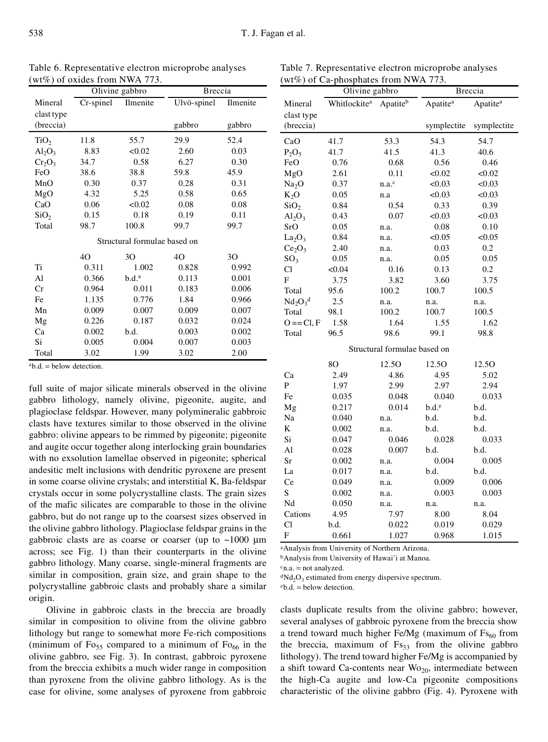Table 6. Representative electron microprobe analyses (wt%) of oxides from NWA 773.

| | Olivine gabbro | | Breccia | |
|---|---|---|---|---|
| Mineral | Cr-spinel | Ilmenite | Ulvö-spinel | Ilmenite |
| clast type (breccia) | | | gabbro | gabbro |
| $TiO_2$ | 11.8 | 55.7 | 29.9 | 52.4 |
| $Al_2O_3$ | 8.83 | <0.02 | 2.60 | 0.03 |
| $Cr_2O_3$ | 34.7 | 0.58 | 6.27 | 0.30 |
| FeO | 38.6 | 38.8 | 59.8 | 45.9 |
| MnO | 0.30 | 0.37 | 0.28 | 0.31 |
| MgO | 4.32 | 5.25 | 0.58 | 0.65 |
| CaO | 0.06 | <0.02 | 0.08 | 0.08 |
| $SiO_2$ | 0.15 | 0.18 | 0.19 | 0.11 |
| Total | 98.7 | 100.8 | 99.7 | 99.7 |
| Structural formulae based on | | | | |
| | 4O | 3O | 4O | 3O |
| Ti | 0.311 | 1.002 | 0.828 | 0.992 |
| Al | 0.366 | b.d.[a] | 0.113 | 0.001 |
| Cr | 0.964 | 0.011 | 0.183 | 0.006 |
| Fe | 1.135 | 0.776 | 1.84 | 0.966 |
| Mn | 0.009 | 0.007 | 0.009 | 0.007 |
| Mg | 0.226 | 0.187 | 0.032 | 0.024 |
| Ca | 0.002 | b.d. | 0.003 | 0.002 |
| Si | 0.005 | 0.004 | 0.007 | 0.003 |
| Total | 3.02 | 1.99 | 3.02 | 2.00 |

[a]b.d. = below detection.

Table 7. Representative electron microprobe analyses (wt%) of Ca-phosphates from NWA 773.

| | Olivine gabbro | | Breccia | |
|---|---|---|---|---|
| Mineral | Whitlockite[a] | Apatite[b] | Apatite[a] | Apatite[a] |
| clast type (breccia) | | | symplectite | symplectite |
| CaO | 41.7 | 53.3 | 54.3 | 54.7 |
| $P_2O_5$ | 41.7 | 41.5 | 41.3 | 40.6 |
| FeO | 0.76 | 0.68 | 0.56 | 0.46 |
| MgO | 2.61 | 0.11 | <0.02 | <0.02 |
| $Na_2O$ | 0.37 | n.a.[c] | <0.03 | <0.03 |
| $K_2O$ | 0.05 | n.a | <0.03 | <0.03 |
| $SiO_2$ | 0.84 | 0.54 | 0.33 | 0.39 |
| $Al_2O_3$ | 0.43 | 0.07 | <0.03 | <0.03 |
| SrO | 0.05 | n.a. | 0.08 | 0.10 |
| $La_2O_3$ | 0.84 | n.a. | <0.05 | <0.05 |
| $Ce_2O_3$ | 2.40 | n.a. | 0.03 | 0.2 |
| $SO_3$ | 0.05 | n.a. | 0.05 | 0.05 |
| Cl | <0.04 | 0.16 | 0.13 | 0.2 |
| F | 3.75 | 3.82 | 3.60 | 3.75 |
| Total | 95.6 | 100.2 | 100.7 | 100.5 |
| $Nd_2O_3$[d] | 2.5 | n.a. | n.a. | n.a. |
| Total | 98.1 | 100.2 | 100.7 | 100.5 |
| O == Cl, F | 1.58 | 1.64 | 1.55 | 1.62 |
| Total | 96.5 | 98.6 | 99.1 | 98.8 |
| Structural formulae based on | | | | |
| | 8O | 12.5O | 12.5O | 12.5O |
| Ca | 2.49 | 4.86 | 4.95 | 5.02 |
| P | 1.97 | 2.99 | 2.97 | 2.94 |
| Fe | 0.035 | 0.048 | 0.040 | 0.033 |
| Mg | 0.217 | 0.014 | b.d.[e] | b.d. |
| Na | 0.040 | n.a. | b.d. | b.d. |
| K | 0.002 | n.a. | b.d. | b.d. |
| Si | 0.047 | 0.046 | 0.028 | 0.033 |
| Al | 0.028 | 0.007 | b.d. | b.d. |
| Sr | 0.002 | n.a. | 0.004 | 0.005 |
| La | 0.017 | n.a. | b.d. | b.d. |
| Ce | 0.049 | n.a. | 0.009 | 0.006 |
| S | 0.002 | n.a. | 0.003 | 0.003 |
| Nd | 0.050 | n.a. | n.a. | n.a. |
| Cations | 4.95 | 7.97 | 8.00 | 8.04 |
| Cl | b.d. | 0.022 | 0.019 | 0.029 |
| F | 0.661 | 1.027 | 0.968 | 1.015 |

[a]Analysis from University of Northern Arizona.
[b]Analysis from University of Hawai'i at Manoa.
[c]n.a. = not analyzed.
[d]$Nd_2O_3$ estimated from energy dispersive spectrum.
[e]b.d. = below detection.

full suite of major silicate minerals observed in the olivine gabbro lithology, namely olivine, pigeonite, augite, and plagioclase feldspar. However, many polymineralic gabbroic clasts have textures similar to those observed in the olivine gabbro: olivine appears to be rimmed by pigeonite; pigeonite and augite occur together along interlocking grain boundaries with no exsolution lamellae observed in pigeonite; spherical andesitic melt inclusions with dendritic pyroxene are present in some coarse olivine crystals; and interstitial K, Ba-feldspar crystals occur in some polycrystalline clasts. The grain sizes of the mafic silicates are comparable to those in the olivine gabbro, but do not range up to the coarsest sizes observed in the olivine gabbro lithology. Plagioclase feldspar grains in the gabbroic clasts are as coarse or coarser (up to ~1000 µm across; see Fig. 1) than their counterparts in the olivine gabbro lithology. Many coarse, single-mineral fragments are similar in composition, grain size, and grain shape to the polycrystalline gabbroic clasts and probably share a similar origin.

Olivine in gabbroic clasts in the breccia are broadly similar in composition to olivine from the olivine gabbro lithology but range to somewhat more Fe-rich compositions (minimum of $Fo_{55}$ compared to a minimum of $Fo_{66}$ in the olivine gabbro, see Fig. 3). In contrast, gabbroic pyroxene from the breccia exhibits a much wider range in composition than pyroxene from the olivine gabbro lithology. As is the case for olivine, some analyses of pyroxene from gabbroic clasts duplicate results from the olivine gabbro; however, several analyses of gabbroic pyroxene from the breccia show a trend toward much higher Fe/Mg (maximum of $Fs_{60}$ from the breccia, maximum of $Fs_{33}$ from the olivine gabbro lithology). The trend toward higher Fe/Mg is accompanied by a shift toward Ca-contents near $Wo_{20}$, intermediate between the high-Ca augite and low-Ca pigeonite compositions characteristic of the olivine gabbro (Fig. 4). Pyroxene with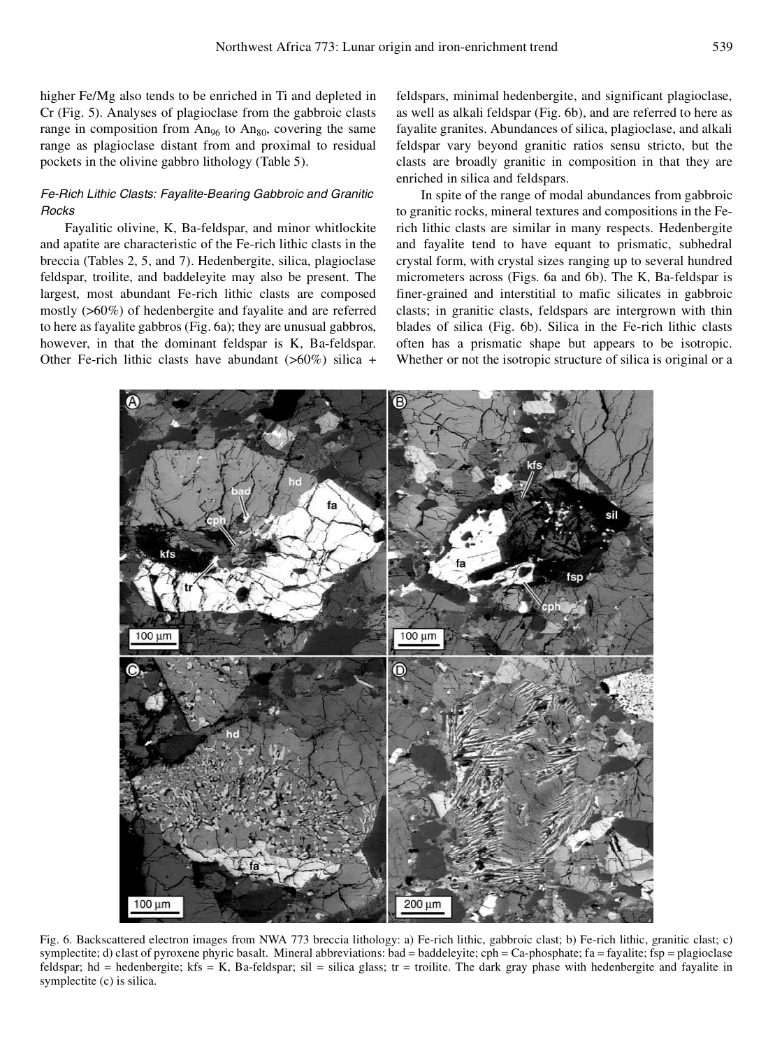higher Fe/Mg also tends to be enriched in Ti and depleted in Cr (Fig. 5). Analyses of plagioclase from the gabbroic clasts range in composition from $An_{96}$ to $An_{80}$, covering the same range as plagioclase distant from and proximal to residual pockets in the olivine gabbro lithology (Table 5).

### *Fe-Rich Lithic Clasts: Fayalite-Bearing Gabbroic and Granitic Rocks*

Fayalitic olivine, K, Ba-feldspar, and minor whitlockite and apatite are characteristic of the Fe-rich lithic clasts in the breccia (Tables 2, 5, and 7). Hedenbergite, silica, plagioclase feldspar, troilite, and baddeleyite may also be present. The largest, most abundant Fe-rich lithic clasts are composed mostly (>60%) of hedenbergite and fayalite and are referred to here as fayalite gabbros (Fig. 6a); they are unusual gabbros, however, in that the dominant feldspar is K, Ba-feldspar. Other Fe-rich lithic clasts have abundant (>60%) silica + feldspars, minimal hedenbergite, and significant plagioclase, as well as alkali feldspar (Fig. 6b), and are referred to here as fayalite granites. Abundances of silica, plagioclase, and alkali feldspar vary beyond granitic ratios sensu stricto, but the clasts are broadly granitic in composition in that they are enriched in silica and feldspars.

In spite of the range of modal abundances from gabbroic to granitic rocks, mineral textures and compositions in the Fe-rich lithic clasts are similar in many respects. Hedenbergite and fayalite tend to have equant to prismatic, subhedral crystal form, with crystal sizes ranging up to several hundred micrometers across (Figs. 6a and 6b). The K, Ba-feldspar is finer-grained and interstitial to mafic silicates in gabbroic clasts; in granitic clasts, feldspars are intergrown with thin blades of silica (Fig. 6b). Silica in the Fe-rich lithic clasts often has a prismatic shape but appears to be isotropic. Whether or not the isotropic structure of silica is original or a

Fig. 6. Backscattered electron images from NWA 773 breccia lithology: a) Fe-rich lithic, gabbroic clast; b) Fe-rich lithic, granitic clast; c) symplectite; d) clast of pyroxene phyric basalt. Mineral abbreviations: bad = baddeleyite; cph = Ca-phosphate; fa = fayalite; fsp = plagioclase feldspar; hd = hedenbergite; kfs = K, Ba-feldspar; sil = silica glass; tr = troilite. The dark gray phase with hedenbergite and fayalite in symplectite (c) is silica.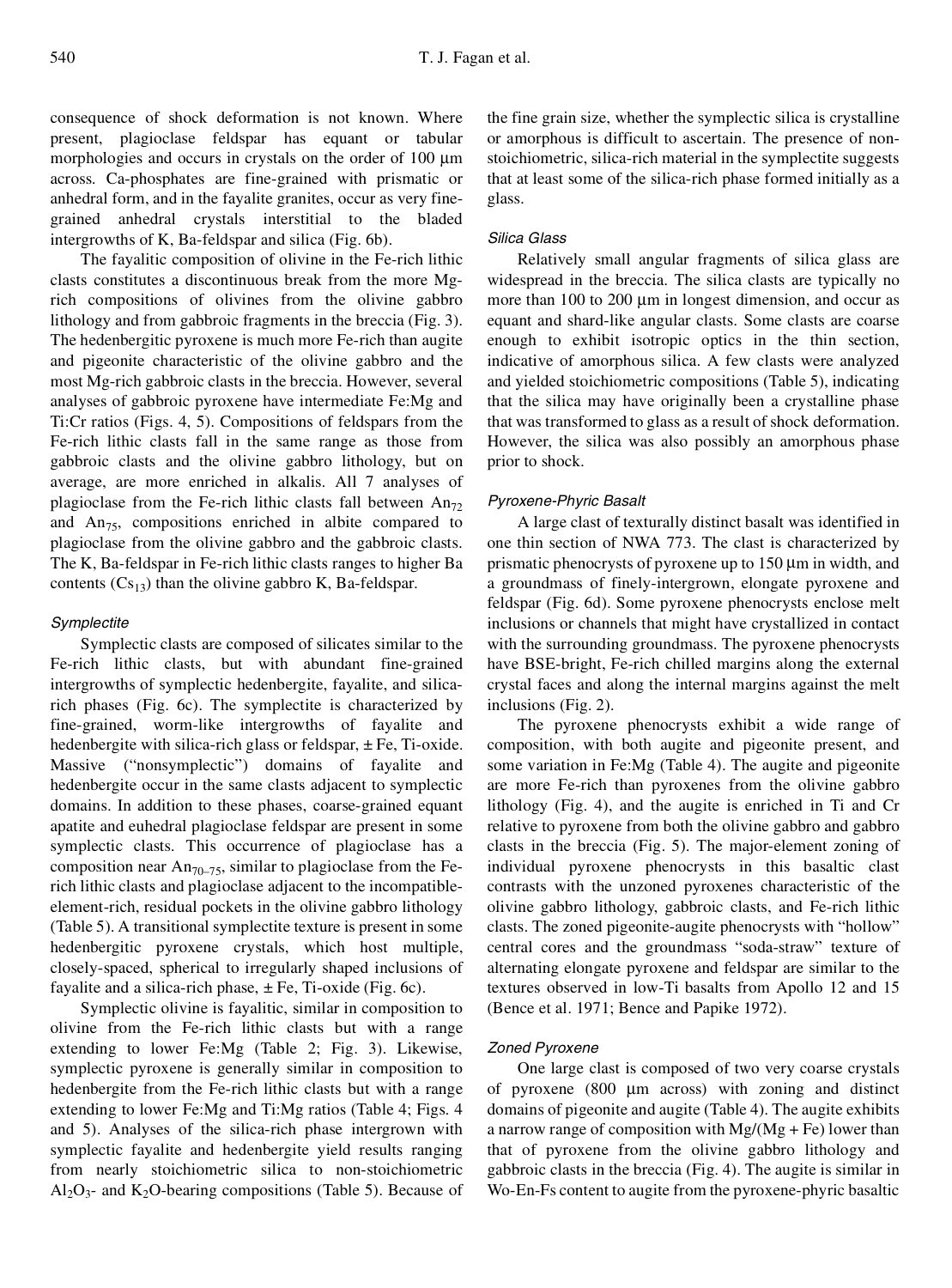consequence of shock deformation is not known. Where present, plagioclase feldspar has equant or tabular morphologies and occurs in crystals on the order of 100 μm across. Ca-phosphates are fine-grained with prismatic or anhedral form, and in the fayalite granites, occur as very fine-grained anhedral crystals interstitial to the bladed intergrowths of K, Ba-feldspar and silica (Fig. 6b).

The fayalitic composition of olivine in the Fe-rich lithic clasts constitutes a discontinuous break from the more Mg-rich compositions of olivines from the olivine gabbro lithology and from gabbroic fragments in the breccia (Fig. 3). The hedenbergitic pyroxene is much more Fe-rich than augite and pigeonite characteristic of the olivine gabbro and the most Mg-rich gabbroic clasts in the breccia. However, several analyses of gabbroic pyroxene have intermediate Fe:Mg and Ti:Cr ratios (Figs. 4, 5). Compositions of feldspars from the Fe-rich lithic clasts fall in the same range as those from gabbroic clasts and the olivine gabbro lithology, but on average, are more enriched in alkalis. All 7 analyses of plagioclase from the Fe-rich lithic clasts fall between $An_{72}$ and $An_{75}$, compositions enriched in albite compared to plagioclase from the olivine gabbro and the gabbroic clasts. The K, Ba-feldspar in Fe-rich lithic clasts ranges to higher Ba contents ($Cs_{13}$) than the olivine gabbro K, Ba-feldspar.

### *Symplectite*

Symplectic clasts are composed of silicates similar to the Fe-rich lithic clasts, but with abundant fine-grained intergrowths of symplectic hedenbergite, fayalite, and silica-rich phases (Fig. 6c). The symplectite is characterized by fine-grained, worm-like intergrowths of fayalite and hedenbergite with silica-rich glass or feldspar, ± Fe, Ti-oxide. Massive ("nonsymplectic") domains of fayalite and hedenbergite occur in the same clasts adjacent to symplectic domains. In addition to these phases, coarse-grained equant apatite and euhedral plagioclase feldspar are present in some symplectic clasts. This occurrence of plagioclase has a composition near $An_{70–75}$, similar to plagioclase from the Fe-rich lithic clasts and plagioclase adjacent to the incompatible-element-rich, residual pockets in the olivine gabbro lithology (Table 5). A transitional symplectite texture is present in some hedenbergitic pyroxene crystals, which host multiple, closely-spaced, spherical to irregularly shaped inclusions of fayalite and a silica-rich phase, ± Fe, Ti-oxide (Fig. 6c).

Symplectic olivine is fayalitic, similar in composition to olivine from the Fe-rich lithic clasts but with a range extending to lower Fe:Mg (Table 2; Fig. 3). Likewise, symplectic pyroxene is generally similar in composition to hedenbergite from the Fe-rich lithic clasts but with a range extending to lower Fe:Mg and Ti:Mg ratios (Table 4; Figs. 4 and 5). Analyses of the silica-rich phase intergrown with symplectic fayalite and hedenbergite yield results ranging from nearly stoichiometric silica to non-stoichiometric $Al_2O_3$- and $K_2O$-bearing compositions (Table 5). Because of the fine grain size, whether the symplectic silica is crystalline or amorphous is difficult to ascertain. The presence of non-stoichiometric, silica-rich material in the symplectite suggests that at least some of the silica-rich phase formed initially as a glass.

### *Silica Glass*

Relatively small angular fragments of silica glass are widespread in the breccia. The silica clasts are typically no more than 100 to 200 μm in longest dimension, and occur as equant and shard-like angular clasts. Some clasts are coarse enough to exhibit isotropic optics in the thin section, indicative of amorphous silica. A few clasts were analyzed and yielded stoichiometric compositions (Table 5), indicating that the silica may have originally been a crystalline phase that was transformed to glass as a result of shock deformation. However, the silica was also possibly an amorphous phase prior to shock.

### *Pyroxene-Phyric Basalt*

A large clast of texturally distinct basalt was identified in one thin section of NWA 773. The clast is characterized by prismatic phenocrysts of pyroxene up to 150 μm in width, and a groundmass of finely-intergrown, elongate pyroxene and feldspar (Fig. 6d). Some pyroxene phenocrysts enclose melt inclusions or channels that might have crystallized in contact with the surrounding groundmass. The pyroxene phenocrysts have BSE-bright, Fe-rich chilled margins along the external crystal faces and along the internal margins against the melt inclusions (Fig. 2).

The pyroxene phenocrysts exhibit a wide range of composition, with both augite and pigeonite present, and some variation in Fe:Mg (Table 4). The augite and pigeonite are more Fe-rich than pyroxenes from the olivine gabbro lithology (Fig. 4), and the augite is enriched in Ti and Cr relative to pyroxene from both the olivine gabbro and gabbro clasts in the breccia (Fig. 5). The major-element zoning of individual pyroxene phenocrysts in this basaltic clast contrasts with the unzoned pyroxenes characteristic of the olivine gabbro lithology, gabbroic clasts, and Fe-rich lithic clasts. The zoned pigeonite-augite phenocrysts with "hollow" central cores and the groundmass "soda-straw" texture of alternating elongate pyroxene and feldspar are similar to the textures observed in low-Ti basalts from Apollo 12 and 15 (Bence et al. 1971; Bence and Papike 1972).

### *Zoned Pyroxene*

One large clast is composed of two very coarse crystals of pyroxene (800 μm across) with zoning and distinct domains of pigeonite and augite (Table 4). The augite exhibits a narrow range of composition with Mg/(Mg + Fe) lower than that of pyroxene from the olivine gabbro lithology and gabbroic clasts in the breccia (Fig. 4). The augite is similar in Wo-En-Fs content to augite from the pyroxene-phyric basaltic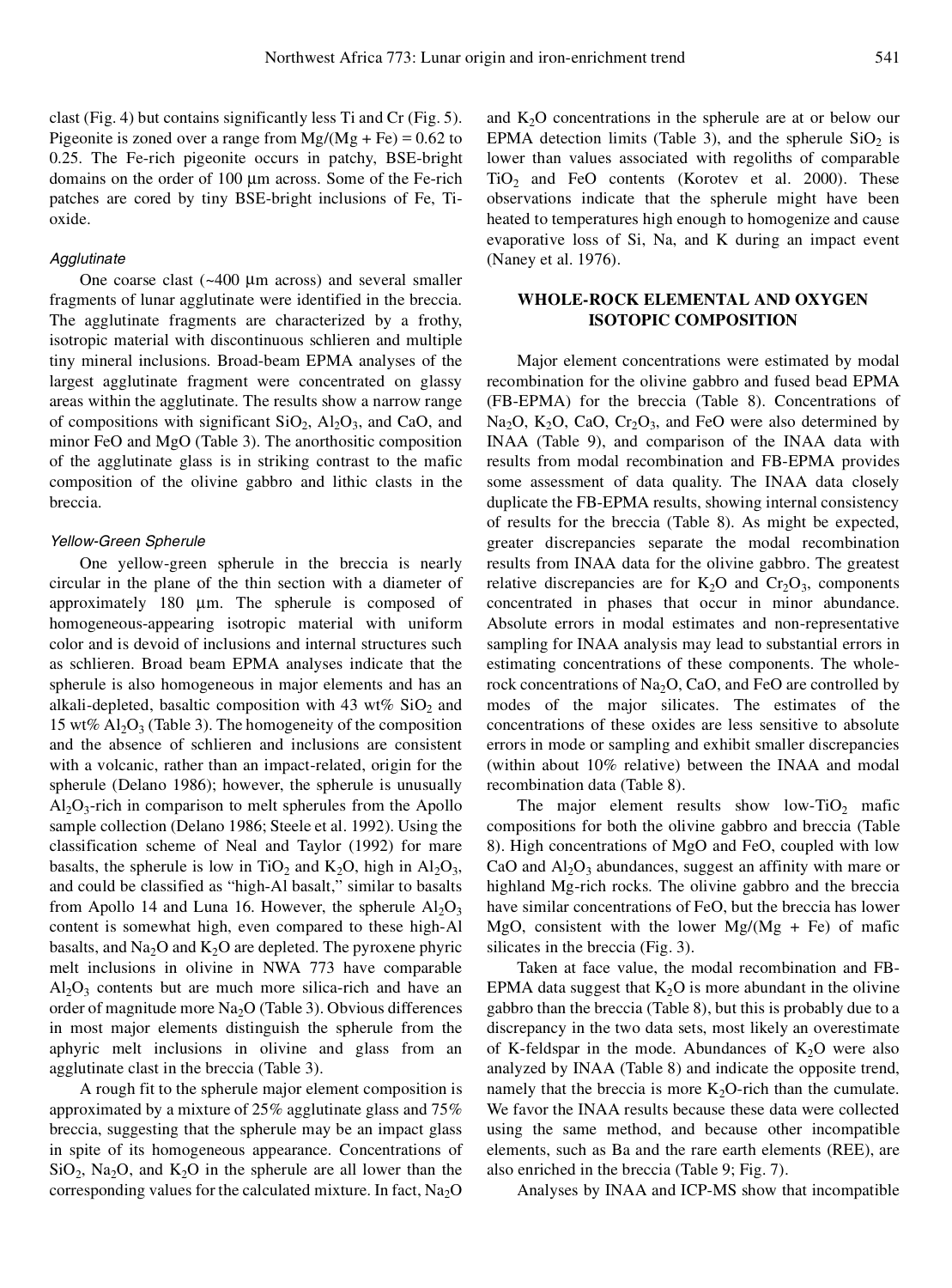clast (Fig. 4) but contains significantly less Ti and Cr (Fig. 5). Pigeonite is zoned over a range from Mg/(Mg + Fe) = 0.62 to 0.25. The Fe-rich pigeonite occurs in patchy, BSE-bright domains on the order of 100 µm across. Some of the Fe-rich patches are cored by tiny BSE-bright inclusions of Fe, Ti-oxide.

#### *Agglutinate*

One coarse clast (~400 µm across) and several smaller fragments of lunar agglutinate were identified in the breccia. The agglutinate fragments are characterized by a frothy, isotropic material with discontinuous schlieren and multiple tiny mineral inclusions. Broad-beam EPMA analyses of the largest agglutinate fragment were concentrated on glassy areas within the agglutinate. The results show a narrow range of compositions with significant $SiO_2$, $Al_2O_3$, and CaO, and minor FeO and MgO (Table 3). The anorthositic composition of the agglutinate glass is in striking contrast to the mafic composition of the olivine gabbro and lithic clasts in the breccia.

#### *Yellow-Green Spherule*

One yellow-green spherule in the breccia is nearly circular in the plane of the thin section with a diameter of approximately 180 µm. The spherule is composed of homogeneous-appearing isotropic material with uniform color and is devoid of inclusions and internal structures such as schlieren. Broad beam EPMA analyses indicate that the spherule is also homogeneous in major elements and has an alkali-depleted, basaltic composition with 43 wt% $SiO_2$ and 15 wt% $Al_2O_3$ (Table 3). The homogeneity of the composition and the absence of schlieren and inclusions are consistent with a volcanic, rather than an impact-related, origin for the spherule (Delano 1986); however, the spherule is unusually $Al_2O_3$-rich in comparison to melt spherules from the Apollo sample collection (Delano 1986; Steele et al. 1992). Using the classification scheme of Neal and Taylor (1992) for mare basalts, the spherule is low in $TiO_2$ and $K_2O$, high in $Al_2O_3$, and could be classified as "high-Al basalt," similar to basalts from Apollo 14 and Luna 16. However, the spherule $Al_2O_3$ content is somewhat high, even compared to these high-Al basalts, and $Na_2O$ and $K_2O$ are depleted. The pyroxene phyric melt inclusions in olivine in NWA 773 have comparable $Al_2O_3$ contents but are much more silica-rich and have an order of magnitude more $Na_2O$ (Table 3). Obvious differences in most major elements distinguish the spherule from the aphyric melt inclusions in olivine and glass from an agglutinate clast in the breccia (Table 3).

A rough fit to the spherule major element composition is approximated by a mixture of 25% agglutinate glass and 75% breccia, suggesting that the spherule may be an impact glass in spite of its homogeneous appearance. Concentrations of $SiO_2$, $Na_2O$, and $K_2O$ in the spherule are all lower than the corresponding values for the calculated mixture. In fact, $Na_2O$ and $K_2O$ concentrations in the spherule are at or below our EPMA detection limits (Table 3), and the spherule $SiO_2$ is lower than values associated with regoliths of comparable $TiO_2$ and FeO contents (Korotev et al. 2000). These observations indicate that the spherule might have been heated to temperatures high enough to homogenize and cause evaporative loss of Si, Na, and K during an impact event (Naney et al. 1976).

## WHOLE-ROCK ELEMENTAL AND OXYGEN ISOTOPIC COMPOSITION

Major element concentrations were estimated by modal recombination for the olivine gabbro and fused bead EPMA (FB-EPMA) for the breccia (Table 8). Concentrations of $Na_2O$, $K_2O$, CaO, $Cr_2O_3$, and FeO were also determined by INAA (Table 9), and comparison of the INAA data with results from modal recombination and FB-EPMA provides some assessment of data quality. The INAA data closely duplicate the FB-EPMA results, showing internal consistency of results for the breccia (Table 8). As might be expected, greater discrepancies separate the modal recombination results from INAA data for the olivine gabbro. The greatest relative discrepancies are for $K_2O$ and $Cr_2O_3$, components concentrated in phases that occur in minor abundance. Absolute errors in modal estimates and non-representative sampling for INAA analysis may lead to substantial errors in estimating concentrations of these components. The whole-rock concentrations of $Na_2O$, CaO, and FeO are controlled by modes of the major silicates. The estimates of the concentrations of these oxides are less sensitive to absolute errors in mode or sampling and exhibit smaller discrepancies (within about 10% relative) between the INAA and modal recombination data (Table 8).

The major element results show low-$TiO_2$ mafic compositions for both the olivine gabbro and breccia (Table 8). High concentrations of MgO and FeO, coupled with low CaO and $Al_2O_3$ abundances, suggest an affinity with mare or highland Mg-rich rocks. The olivine gabbro and the breccia have similar concentrations of FeO, but the breccia has lower MgO, consistent with the lower Mg/(Mg + Fe) of mafic silicates in the breccia (Fig. 3).

Taken at face value, the modal recombination and FB-EPMA data suggest that $K_2O$ is more abundant in the olivine gabbro than the breccia (Table 8), but this is probably due to a discrepancy in the two data sets, most likely an overestimate of K-feldspar in the mode. Abundances of $K_2O$ were also analyzed by INAA (Table 8) and indicate the opposite trend, namely that the breccia is more $K_2O$-rich than the cumulate. We favor the INAA results because these data were collected using the same method, and because other incompatible elements, such as Ba and the rare earth elements (REE), are also enriched in the breccia (Table 9; Fig. 7).

Analyses by INAA and ICP-MS show that incompatible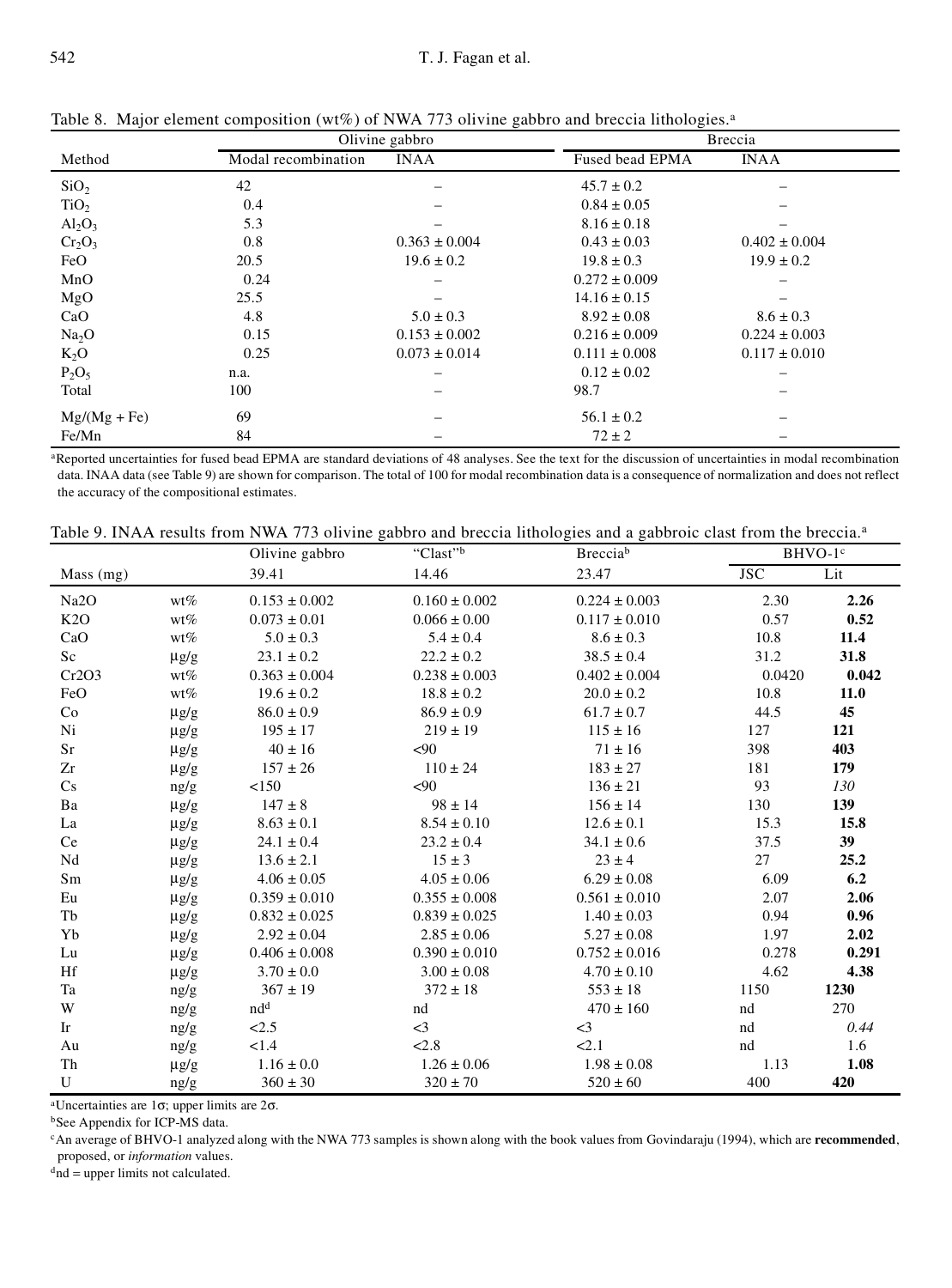Table 8. Major element composition (wt%) of NWA 773 olivine gabbro and breccia lithologies.[a]

| | Olivine gabbro | | Breccia | |
|---|---|---|---|---|
| Method | Modal recombination | INAA | Fused bead EPMA | INAA |
| $SiO_2$ | 42 | – | 45.7 ± 0.2 | – |
| $TiO_2$ | 0.4 | – | 0.84 ± 0.05 | – |
| $Al_2O_3$ | 5.3 | – | 8.16 ± 0.18 | – |
| $Cr_2O_3$ | 0.8 | 0.363 ± 0.004 | 0.43 ± 0.03 | 0.402 ± 0.004 |
| FeO | 20.5 | 19.6 ± 0.2 | 19.8 ± 0.3 | 19.9 ± 0.2 |
| MnO | 0.24 | – | 0.272 ± 0.009 | – |
| MgO | 25.5 | – | 14.16 ± 0.15 | – |
| CaO | 4.8 | 5.0 ± 0.3 | 8.92 ± 0.08 | 8.6 ± 0.3 |
| $Na_2O$ | 0.15 | 0.153 ± 0.002 | 0.216 ± 0.009 | 0.224 ± 0.003 |
| $K_2O$ | 0.25 | 0.073 ± 0.014 | 0.111 ± 0.008 | 0.117 ± 0.010 |
| $P_2O_5$ | n.a. | – | 0.12 ± 0.02 | – |
| Total | 100 | – | 98.7 | – |
| Mg/(Mg + Fe) | 69 | – | 56.1 ± 0.2 | – |
| Fe/Mn | 84 | – | 72 ± 2 | – |

[a]Reported uncertainties for fused bead EPMA are standard deviations of 48 analyses. See the text for the discussion of uncertainties in modal recombination data. INAA data (see Table 9) are shown for comparison. The total of 100 for modal recombination data is a consequence of normalization and does not reflect the accuracy of the compositional estimates.

Table 9. INAA results from NWA 773 olivine gabbro and breccia lithologies and a gabbroic clast from the breccia.[a]

| | | Olivine gabbro | "Clast"[b] | Breccia[b] | BHVO-1[c] | |
|---|---|---|---|---|---|---|
| Mass (mg) | | 39.41 | 14.46 | 23.47 | JSC | Lit |
| Na2O | wt% | 0.153 ± 0.002 | 0.160 ± 0.002 | 0.224 ± 0.003 | 2.30 | **2.26** |
| K2O | wt% | 0.073 ± 0.01 | 0.066 ± 0.00 | 0.117 ± 0.010 | 0.57 | **0.52** |
| CaO | wt% | 5.0 ± 0.3 | 5.4 ± 0.4 | 8.6 ± 0.3 | 10.8 | **11.4** |
| Sc | μg/g | 23.1 ± 0.2 | 22.2 ± 0.2 | 38.5 ± 0.4 | 31.2 | **31.8** |
| Cr2O3 | wt% | 0.363 ± 0.004 | 0.238 ± 0.003 | 0.402 ± 0.004 | 0.0420 | **0.042** |
| FeO | wt% | 19.6 ± 0.2 | 18.8 ± 0.2 | 20.0 ± 0.2 | 10.8 | **11.0** |
| Co | μg/g | 86.0 ± 0.9 | 86.9 ± 0.9 | 61.7 ± 0.7 | 44.5 | **45** |
| Ni | μg/g | 195 ± 17 | 219 ± 19 | 115 ± 16 | 127 | **121** |
| Sr | μg/g | 40 ± 16 | <90 | 71 ± 16 | 398 | **403** |
| Zr | μg/g | 157 ± 26 | 110 ± 24 | 183 ± 27 | 181 | **179** |
| Cs | ng/g | <150 | <90 | 136 ± 21 | 93 | *130* |
| Ba | μg/g | 147 ± 8 | 98 ± 14 | 156 ± 14 | 130 | **139** |
| La | μg/g | 8.63 ± 0.1 | 8.54 ± 0.10 | 12.6 ± 0.1 | 15.3 | **15.8** |
| Ce | μg/g | 24.1 ± 0.4 | 23.2 ± 0.4 | 34.1 ± 0.6 | 37.5 | **39** |
| Nd | μg/g | 13.6 ± 2.1 | 15 ± 3 | 23 ± 4 | 27 | **25.2** |
| Sm | μg/g | 4.06 ± 0.05 | 4.05 ± 0.06 | 6.29 ± 0.08 | 6.09 | **6.2** |
| Eu | μg/g | 0.359 ± 0.010 | 0.355 ± 0.008 | 0.561 ± 0.010 | 2.07 | **2.06** |
| Tb | μg/g | 0.832 ± 0.025 | 0.839 ± 0.025 | 1.40 ± 0.03 | 0.94 | **0.96** |
| Yb | μg/g | 2.92 ± 0.04 | 2.85 ± 0.06 | 5.27 ± 0.08 | 1.97 | **2.02** |
| Lu | μg/g | 0.406 ± 0.008 | 0.390 ± 0.010 | 0.752 ± 0.016 | 0.278 | **0.291** |
| Hf | μg/g | 3.70 ± 0.0 | 3.00 ± 0.08 | 4.70 ± 0.10 | 4.62 | **4.38** |
| Ta | ng/g | 367 ± 19 | 372 ± 18 | 553 ± 18 | 1150 | **1230** |
| W | ng/g | nd[d] | nd | 470 ± 160 | nd | 270 |
| Ir | ng/g | <2.5 | <3 | <3 | nd | *0.44* |
| Au | ng/g | <1.4 | <2.8 | <2.1 | nd | 1.6 |
| Th | μg/g | 1.16 ± 0.0 | 1.26 ± 0.06 | 1.98 ± 0.08 | 1.13 | **1.08** |
| U | ng/g | 360 ± 30 | 320 ± 70 | 520 ± 60 | 400 | **420** |

[a]Uncertainties are 1σ; upper limits are 2σ.

[b]See Appendix for ICP-MS data.

[c]An average of BHVO-1 analyzed along with the NWA 773 samples is shown along with the book values from Govindaraju (1994), which are **recommended**, proposed, or *information* values.

[d]nd = upper limits not calculated.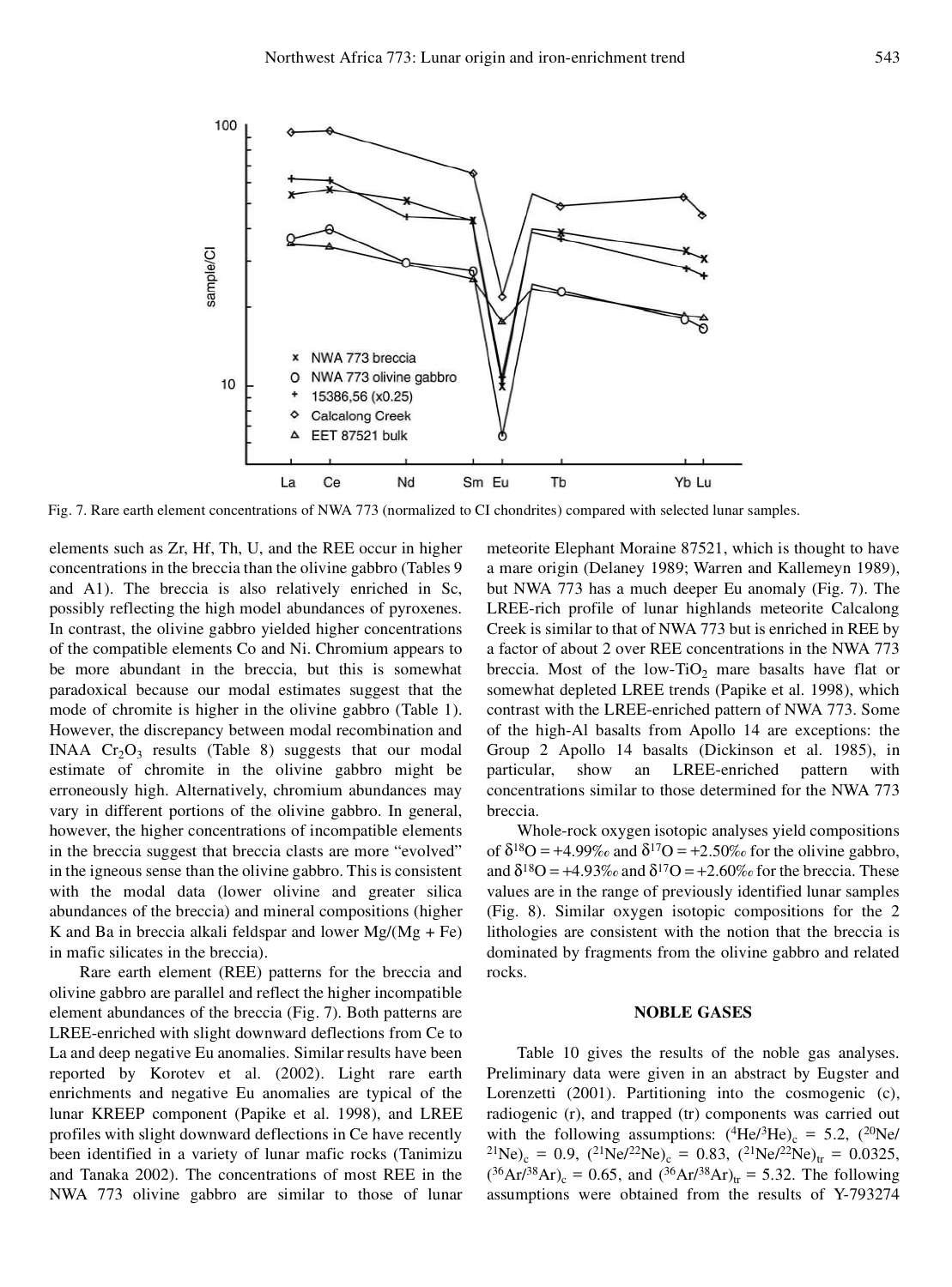Fig. 7. Rare earth element concentrations of NWA 773 (normalized to CI chondrites) compared with selected lunar samples.

elements such as Zr, Hf, Th, U, and the REE occur in higher concentrations in the breccia than the olivine gabbro (Tables 9 and A1). The breccia is also relatively enriched in Sc, possibly reflecting the high model abundances of pyroxenes. In contrast, the olivine gabbro yielded higher concentrations of the compatible elements Co and Ni. Chromium appears to be more abundant in the breccia, but this is somewhat paradoxical because our modal estimates suggest that the mode of chromite is higher in the olivine gabbro (Table 1). However, the discrepancy between modal recombination and INAA $Cr_2O_3$ results (Table 8) suggests that our modal estimate of chromite in the olivine gabbro might be erroneously high. Alternatively, chromium abundances may vary in different portions of the olivine gabbro. In general, however, the higher concentrations of incompatible elements in the breccia suggest that breccia clasts are more "evolved" in the igneous sense than the olivine gabbro. This is consistent with the modal data (lower olivine and greater silica abundances of the breccia) and mineral compositions (higher K and Ba in breccia alkali feldspar and lower Mg/(Mg + Fe) in mafic silicates in the breccia).

Rare earth element (REE) patterns for the breccia and olivine gabbro are parallel and reflect the higher incompatible element abundances of the breccia (Fig. 7). Both patterns are LREE-enriched with slight downward deflections from Ce to La and deep negative Eu anomalies. Similar results have been reported by Korotev et al. (2002). Light rare earth enrichments and negative Eu anomalies are typical of the lunar KREEP component (Papike et al. 1998), and LREE profiles with slight downward deflections in Ce have recently been identified in a variety of lunar mafic rocks (Tanimizu and Tanaka 2002). The concentrations of most REE in the NWA 773 olivine gabbro are similar to those of lunar meteorite Elephant Moraine 87521, which is thought to have a mare origin (Delaney 1989; Warren and Kallemeyn 1989), but NWA 773 has a much deeper Eu anomaly (Fig. 7). The LREE-rich profile of lunar highlands meteorite Calcalong Creek is similar to that of NWA 773 but is enriched in REE by a factor of about 2 over REE concentrations in the NWA 773 breccia. Most of the low-$TiO_2$ mare basalts have flat or somewhat depleted LREE trends (Papike et al. 1998), which contrast with the LREE-enriched pattern of NWA 773. Some of the high-Al basalts from Apollo 14 are exceptions: the Group 2 Apollo 14 basalts (Dickinson et al. 1985), in particular, show an LREE-enriched pattern with concentrations similar to those determined for the NWA 773 breccia.

Whole-rock oxygen isotopic analyses yield compositions of $\delta^{18}O = +4.99‰$ and $\delta^{17}O = +2.50‰$ for the olivine gabbro, and $\delta^{18}O = +4.93‰$ and $\delta^{17}O = +2.60‰$ for the breccia. These values are in the range of previously identified lunar samples (Fig. 8). Similar oxygen isotopic compositions for the 2 lithologies are consistent with the notion that the breccia is dominated by fragments from the olivine gabbro and related rocks.

## NOBLE GASES

Table 10 gives the results of the noble gas analyses. Preliminary data were given in an abstract by Eugster and Lorenzetti (2001). Partitioning into the cosmogenic (c), radiogenic (r), and trapped (tr) components was carried out with the following assumptions: $(^4He/^3He)_c = 5.2$, $(^{20}Ne/^{21}Ne)_c = 0.9$, $(^{21}Ne/^{22}Ne)_c = 0.83$, $(^{21}Ne/^{22}Ne)_{tr} = 0.0325$, $(^{36}Ar/^{38}Ar)_c = 0.65$, and $(^{36}Ar/^{38}Ar)_{tr} = 5.32$. The following assumptions were obtained from the results of Y-793274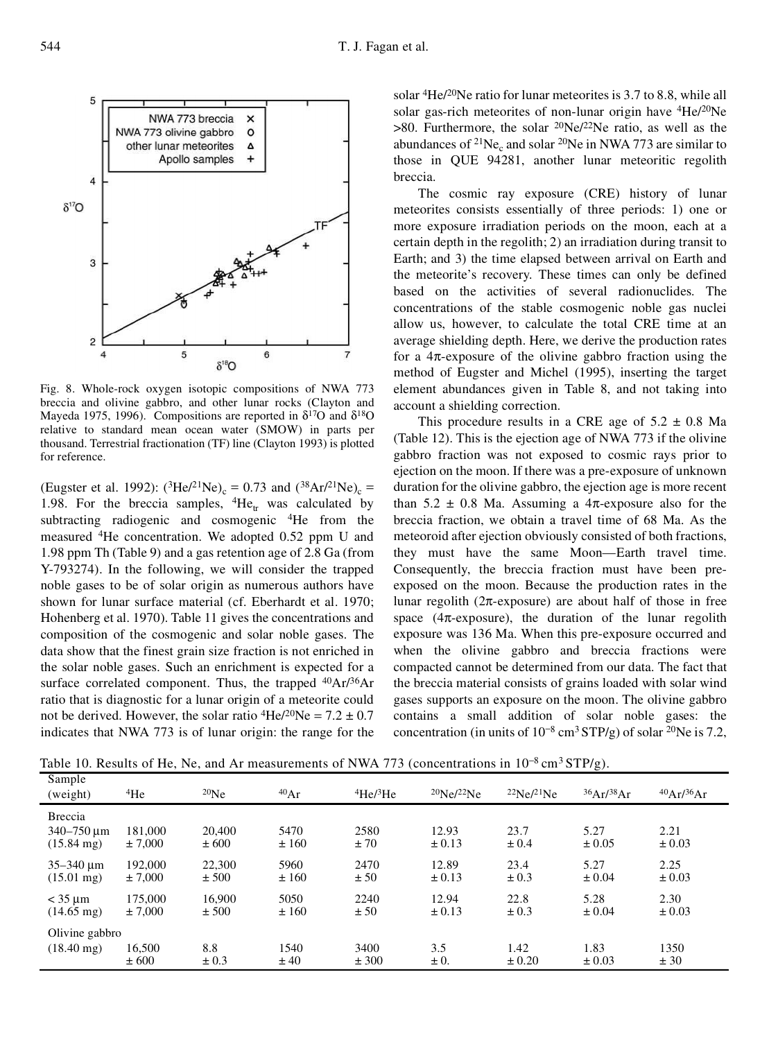Fig. 8. Whole-rock oxygen isotopic compositions of NWA 773 breccia and olivine gabbro, and other lunar rocks (Clayton and Mayeda 1975, 1996). Compositions are reported in $\delta^{17}O$ and $\delta^{18}O$ relative to standard mean ocean water (SMOW) in parts per thousand. Terrestrial fractionation (TF) line (Clayton 1993) is plotted for reference.

(Eugster et al. 1992): $(^{3}He/^{21}Ne)_c = 0.73$ and $(^{38}Ar/^{21}Ne)_c = 1.98$. For the breccia samples, $^{4}He_{tr}$ was calculated by subtracting radiogenic and cosmogenic $^{4}He$ from the measured $^{4}He$ concentration. We adopted 0.52 ppm U and 1.98 ppm Th (Table 9) and a gas retention age of 2.8 Ga (from Y-793274). In the following, we will consider the trapped noble gases to be of solar origin as numerous authors have shown for lunar surface material (cf. Eberhardt et al. 1970; Hohenberg et al. 1970). Table 11 gives the concentrations and composition of the cosmogenic and solar noble gases. The data show that the finest grain size fraction is not enriched in the solar noble gases. Such an enrichment is expected for a surface correlated component. Thus, the trapped $^{40}Ar/^{36}Ar$ ratio that is diagnostic for a lunar origin of a meteorite could not be derived. However, the solar ratio $^{4}He/^{20}Ne = 7.2 \pm 0.7$ indicates that NWA 773 is of lunar origin: the range for the solar $^{4}He/^{20}Ne$ ratio for lunar meteorites is 3.7 to 8.8, while all solar gas-rich meteorites of non-lunar origin have $^{4}He/^{20}Ne$ >80. Furthermore, the solar $^{20}Ne/^{22}Ne$ ratio, as well as the abundances of $^{21}Ne_c$ and solar $^{20}Ne$ in NWA 773 are similar to those in QUE 94281, another lunar meteoritic regolith breccia.

The cosmic ray exposure (CRE) history of lunar meteorites consists essentially of three periods: 1) one or more exposure irradiation periods on the moon, each at a certain depth in the regolith; 2) an irradiation during transit to Earth; and 3) the time elapsed between arrival on Earth and the meteorite's recovery. These times can only be defined based on the activities of several radionuclides. The concentrations of the stable cosmogenic noble gas nuclei allow us, however, to calculate the total CRE time at an average shielding depth. Here, we derive the production rates for a 4π-exposure of the olivine gabbro fraction using the method of Eugster and Michel (1995), inserting the target element abundances given in Table 8, and not taking into account a shielding correction.

This procedure results in a CRE age of 5.2 ± 0.8 Ma (Table 12). This is the ejection age of NWA 773 if the olivine gabbro fraction was not exposed to cosmic rays prior to ejection on the moon. If there was a pre-exposure of unknown duration for the olivine gabbro, the ejection age is more recent than 5.2 ± 0.8 Ma. Assuming a 4π-exposure also for the breccia fraction, we obtain a travel time of 68 Ma. As the meteoroid after ejection obviously consisted of both fractions, they must have the same Moon—Earth travel time. Consequently, the breccia fraction must have been pre-exposed on the moon. Because the production rates in the lunar regolith (2π-exposure) are about half of those in free space (4π-exposure), the duration of the lunar regolith exposure was 136 Ma. When this pre-exposure occurred and when the olivine gabbro and breccia fractions were compacted cannot be determined from our data. The fact that the breccia material consists of grains loaded with solar wind gases supports an exposure on the moon. The olivine gabbro contains a small addition of solar noble gases: the concentration (in units of $10^{-8}$ cm$^3$ STP/g) of solar $^{20}Ne$ is 7.2,

Table 10. Results of He, Ne, and Ar measurements of NWA 773 (concentrations in $10^{-8}$ cm$^3$ STP/g).

| Sample (weight) | $^{4}He$ | $^{20}Ne$ | $^{40}Ar$ | $^{4}He/^{3}He$ | $^{20}Ne/^{22}Ne$ | $^{22}Ne/^{21}Ne$ | $^{36}Ar/^{38}Ar$ | $^{40}Ar/^{36}Ar$ |
|---|---|---|---|---|---|---|---|---|
| Breccia | | | | | | | | |
| 340–750 µm (15.84 mg) | 181,000 ± 7,000 | 20,400 ± 600 | 5470 ± 160 | 2580 ± 70 | 12.93 ± 0.13 | 23.7 ± 0.4 | 5.27 ± 0.05 | 2.21 ± 0.03 |
| 35–340 µm (15.01 mg) | 192,000 ± 7,000 | 22,300 ± 500 | 5960 ± 160 | 2470 ± 50 | 12.89 ± 0.13 | 23.4 ± 0.3 | 5.27 ± 0.04 | 2.25 ± 0.03 |
| < 35 µm (14.65 mg) | 175,000 ± 7,000 | 16,900 ± 500 | 5050 ± 160 | 2240 ± 50 | 12.94 ± 0.13 | 22.8 ± 0.3 | 5.28 ± 0.04 | 2.30 ± 0.03 |
| Olivine gabbro | | | | | | | | |
| (18.40 mg) | 16,500 ± 600 | 8.8 ± 0.3 | 1540 ± 40 | 3400 ± 300 | 3.5 ± 0. | 1.42 ± 0.20 | 1.83 ± 0.03 | 1350 ± 30 |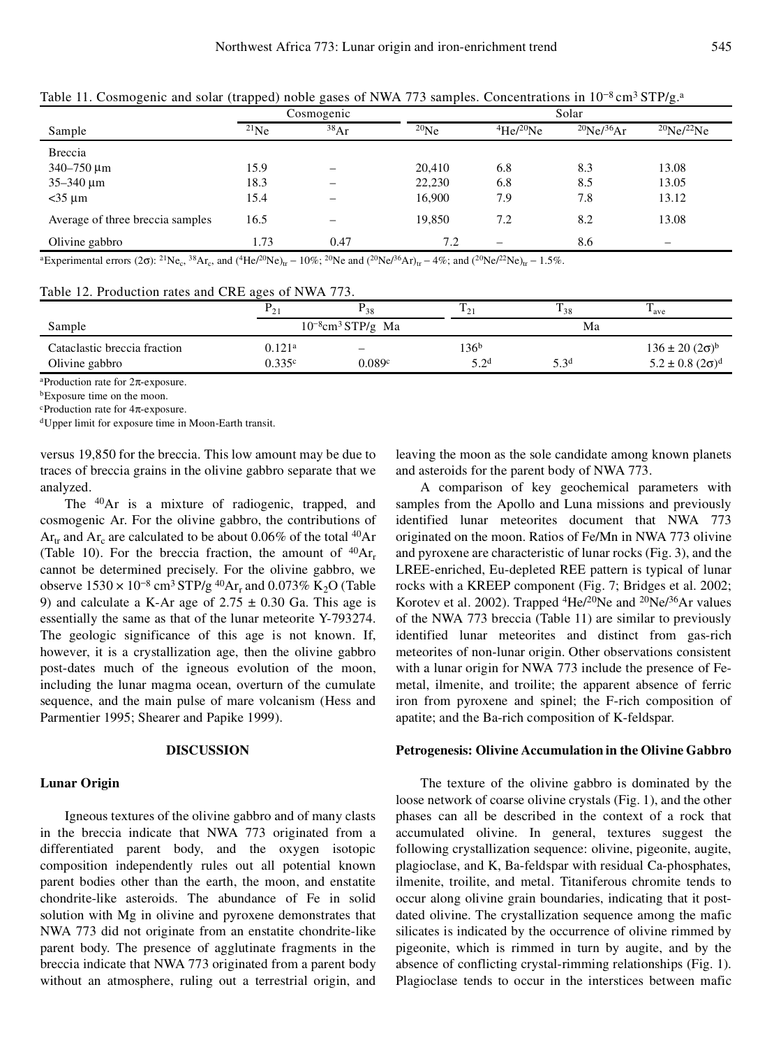Table 11. Cosmogenic and solar (trapped) noble gases of NWA 773 samples. Concentrations in $10^{-8}$ cm[3] STP/g.[a]

| Sample | Cosmogenic | | Solar | | | |
|---|---|---|---|---|---|---|
| | $^{21}Ne$ | $^{38}Ar$ | $^{20}Ne$ | $^{4}He/^{20}Ne$ | $^{20}Ne/^{36}Ar$ | $^{20}Ne/^{22}Ne$ |
| Breccia | | | | | | |
| 340–750 µm | 15.9 | – | 20,410 | 6.8 | 8.3 | 13.08 |
| 35–340 µm | 18.3 | – | 22,230 | 6.8 | 8.5 | 13.05 |
| <35 µm | 15.4 | – | 16,900 | 7.9 | 7.8 | 13.12 |
| Average of three breccia samples | 16.5 | – | 19,850 | 7.2 | 8.2 | 13.08 |
| Olivine gabbro | 1.73 | 0.47 | 7.2 | – | 8.6 | – |

[a]Experimental errors (2σ): $^{21}Ne_c$, $^{38}Ar_c$, and $(^{4}He/^{20}Ne)_{tr}$ – 10%; $^{20}Ne$ and $(^{20}Ne/^{36}Ar)_{tr}$ – 4%; and $(^{20}Ne/^{22}Ne)_{tr}$ – 1.5%.

Table 12. Production rates and CRE ages of NWA 773.

| Sample | $P_{21}$ | $P_{38}$ | $T_{21}$ | $T_{38}$ | $T_{ave}$ |
|---|---|---|---|---|---|
| | $10^{-8}$cm[3] STP/g Ma | | Ma | | |
| Cataclastic breccia fraction | 0.121[a] | – | 136[b] | | 136 ± 20 (2σ)[b] |
| Olivine gabbro | 0.335[c] | 0.089[c] | 5.2[d] | 5.3[d] | 5.2 ± 0.8 (2σ)[d] |

[a]Production rate for 2π-exposure.
[b]Exposure time on the moon.
[c]Production rate for 4π-exposure.
[d]Upper limit for exposure time in Moon-Earth transit.

versus 19,850 for the breccia. This low amount may be due to traces of breccia grains in the olivine gabbro separate that we analyzed.

The $^{40}Ar$ is a mixture of radiogenic, trapped, and cosmogenic Ar. For the olivine gabbro, the contributions of $Ar_{tr}$ and $Ar_c$ are calculated to be about 0.06% of the total $^{40}Ar$ (Table 10). For the breccia fraction, the amount of $^{40}Ar_r$ cannot be determined precisely. For the olivine gabbro, we observe $1530 \times 10^{-8}$ cm[3] STP/g $^{40}Ar_r$ and 0.073% $K_2O$ (Table 9) and calculate a K-Ar age of 2.75 ± 0.30 Ga. This age is essentially the same as that of the lunar meteorite Y-793274. The geologic significance of this age is not known. If, however, it is a crystallization age, then the olivine gabbro post-dates much of the igneous evolution of the moon, including the lunar magma ocean, overturn of the cumulate sequence, and the main pulse of mare volcanism (Hess and Parmentier 1995; Shearer and Papike 1999).

## DISCUSSION

### Lunar Origin

Igneous textures of the olivine gabbro and of many clasts in the breccia indicate that NWA 773 originated from a differentiated parent body, and the oxygen isotopic composition independently rules out all potential known parent bodies other than the earth, the moon, and enstatite chondrite-like asteroids. The abundance of Fe in solid solution with Mg in olivine and pyroxene demonstrates that NWA 773 did not originate from an enstatite chondrite-like parent body. The presence of agglutinate fragments in the breccia indicate that NWA 773 originated from a parent body without an atmosphere, ruling out a terrestrial origin, and leaving the moon as the sole candidate among known planets and asteroids for the parent body of NWA 773.

A comparison of key geochemical parameters with samples from the Apollo and Luna missions and previously identified lunar meteorites document that NWA 773 originated on the moon. Ratios of Fe/Mn in NWA 773 olivine and pyroxene are characteristic of lunar rocks (Fig. 3), and the LREE-enriched, Eu-depleted REE pattern is typical of lunar rocks with a KREEP component (Fig. 7; Bridges et al. 2002; Korotev et al. 2002). Trapped $^{4}He/^{20}Ne$ and $^{20}Ne/^{36}Ar$ values of the NWA 773 breccia (Table 11) are similar to previously identified lunar meteorites and distinct from gas-rich meteorites of non-lunar origin. Other observations consistent with a lunar origin for NWA 773 include the presence of Fe-metal, ilmenite, and troilite; the apparent absence of ferric iron from pyroxene and spinel; the F-rich composition of apatite; and the Ba-rich composition of K-feldspar.

### Petrogenesis: Olivine Accumulation in the Olivine Gabbro

The texture of the olivine gabbro is dominated by the loose network of coarse olivine crystals (Fig. 1), and the other phases can all be described in the context of a rock that accumulated olivine. In general, textures suggest the following crystallization sequence: olivine, pigeonite, augite, plagioclase, and K, Ba-feldspar with residual Ca-phosphates, ilmenite, troilite, and metal. Titaniferous chromite tends to occur along olivine grain boundaries, indicating that it post-dated olivine. The crystallization sequence among the mafic silicates is indicated by the occurrence of olivine rimmed by pigeonite, which is rimmed in turn by augite, and by the absence of conflicting crystal-rimming relationships (Fig. 1). Plagioclase tends to occur in the interstices between mafic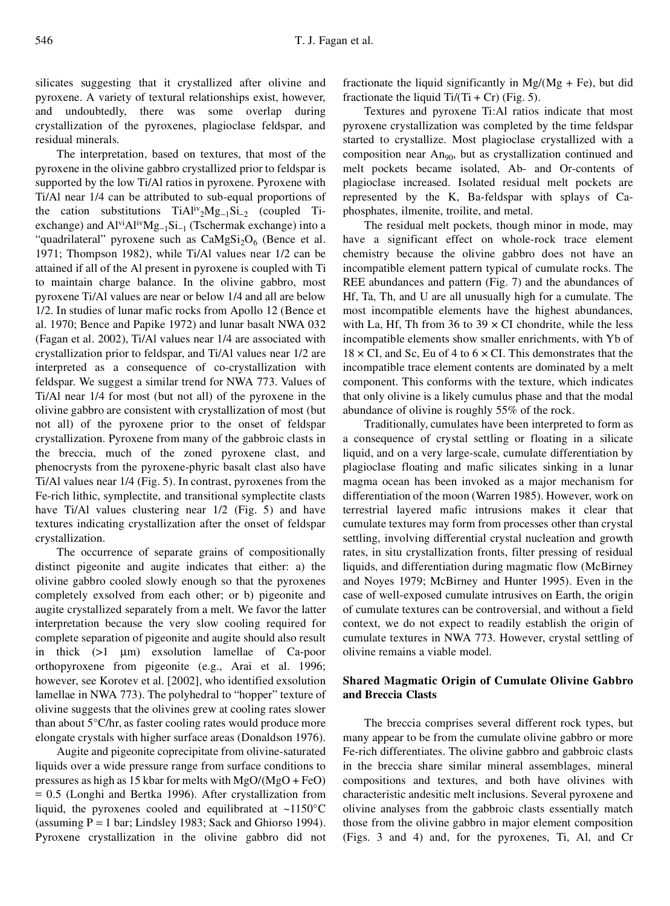silicates suggesting that it crystallized after olivine and pyroxene. A variety of textural relationships exist, however, and undoubtedly, there was some overlap during crystallization of the pyroxenes, plagioclase feldspar, and residual minerals.

The interpretation, based on textures, that most of the pyroxene in the olivine gabbro crystallized prior to feldspar is supported by the low Ti/Al ratios in pyroxene. Pyroxene with Ti/Al near 1/4 can be attributed to sub-equal proportions of the cation substitutions $TiAl^{iv}_2Mg_{-1}Si_{-2}$ (coupled Ti-exchange) and $Al^{vi}Al^{iv}Mg_{-1}Si_{-1}$ (Tschermak exchange) into a "quadrilateral" pyroxene such as $CaMgSi_2O_6$ (Bence et al. 1971; Thompson 1982), while Ti/Al values near 1/2 can be attained if all of the Al present in pyroxene is coupled with Ti to maintain charge balance. In the olivine gabbro, most pyroxene Ti/Al values are near or below 1/4 and all are below 1/2. In studies of lunar mafic rocks from Apollo 12 (Bence et al. 1970; Bence and Papike 1972) and lunar basalt NWA 032 (Fagan et al. 2002), Ti/Al values near 1/4 are associated with crystallization prior to feldspar, and Ti/Al values near 1/2 are interpreted as a consequence of co-crystallization with feldspar. We suggest a similar trend for NWA 773. Values of Ti/Al near 1/4 for most (but not all) of the pyroxene in the olivine gabbro are consistent with crystallization of most (but not all) of the pyroxene prior to the onset of feldspar crystallization. Pyroxene from many of the gabbroic clasts in the breccia, much of the zoned pyroxene clast, and phenocrysts from the pyroxene-phyric basalt clast also have Ti/Al values near 1/4 (Fig. 5). In contrast, pyroxenes from the Fe-rich lithic, symplectite, and transitional symplectite clasts have Ti/Al values clustering near 1/2 (Fig. 5) and have textures indicating crystallization after the onset of feldspar crystallization.

The occurrence of separate grains of compositionally distinct pigeonite and augite indicates that either: a) the olivine gabbro cooled slowly enough so that the pyroxenes completely exsolved from each other; or b) pigeonite and augite crystallized separately from a melt. We favor the latter interpretation because the very slow cooling required for complete separation of pigeonite and augite should also result in thick (>1 μm) exsolution lamellae of Ca-poor orthopyroxene from pigeonite (e.g., Arai et al. 1996; however, see Korotev et al. [2002], who identified exsolution lamellae in NWA 773). The polyhedral to "hopper" texture of olivine suggests that the olivines grew at cooling rates slower than about 5°C/hr, as faster cooling rates would produce more elongate crystals with higher surface areas (Donaldson 1976).

Augite and pigeonite coprecipitate from olivine-saturated liquids over a wide pressure range from surface conditions to pressures as high as 15 kbar for melts with MgO/(MgO + FeO) = 0.5 (Longhi and Bertka 1996). After crystallization from liquid, the pyroxenes cooled and equilibrated at ~1150°C (assuming P = 1 bar; Lindsley 1983; Sack and Ghiorso 1994). Pyroxene crystallization in the olivine gabbro did not fractionate the liquid significantly in Mg/(Mg + Fe), but did fractionate the liquid Ti/(Ti + Cr) (Fig. 5).

Textures and pyroxene Ti:Al ratios indicate that most pyroxene crystallization was completed by the time feldspar started to crystallize. Most plagioclase crystallized with a composition near $An_{90}$, but as crystallization continued and melt pockets became isolated, Ab- and Or-contents of plagioclase increased. Isolated residual melt pockets are represented by the K, Ba-feldspar with splays of Ca-phosphates, ilmenite, troilite, and metal.

The residual melt pockets, though minor in mode, may have a significant effect on whole-rock trace element chemistry because the olivine gabbro does not have an incompatible element pattern typical of cumulate rocks. The REE abundances and pattern (Fig. 7) and the abundances of Hf, Ta, Th, and U are all unusually high for a cumulate. The most incompatible elements have the highest abundances, with La, Hf, Th from 36 to 39 × CI chondrite, while the less incompatible elements show smaller enrichments, with Yb of 18 × CI, and Sc, Eu of 4 to 6 × CI. This demonstrates that the incompatible trace element contents are dominated by a melt component. This conforms with the texture, which indicates that only olivine is a likely cumulus phase and that the modal abundance of olivine is roughly 55% of the rock.

Traditionally, cumulates have been interpreted to form as a consequence of crystal settling or floating in a silicate liquid, and on a very large-scale, cumulate differentiation by plagioclase floating and mafic silicates sinking in a lunar magma ocean has been invoked as a major mechanism for differentiation of the moon (Warren 1985). However, work on terrestrial layered mafic intrusions makes it clear that cumulate textures may form from processes other than crystal settling, involving differential crystal nucleation and growth rates, in situ crystallization fronts, filter pressing of residual liquids, and differentiation during magmatic flow (McBirney and Noyes 1979; McBirney and Hunter 1995). Even in the case of well-exposed cumulate intrusives on Earth, the origin of cumulate textures can be controversial, and without a field context, we do not expect to readily establish the origin of cumulate textures in NWA 773. However, crystal settling of olivine remains a viable model.

## Shared Magmatic Origin of Cumulate Olivine Gabbro and Breccia Clasts

The breccia comprises several different rock types, but many appear to be from the cumulate olivine gabbro or more Fe-rich differentiates. The olivine gabbro and gabbroic clasts in the breccia share similar mineral assemblages, mineral compositions and textures, and both have olivines with characteristic andesitic melt inclusions. Several pyroxene and olivine analyses from the gabbroic clasts essentially match those from the olivine gabbro in major element composition (Figs. 3 and 4) and, for the pyroxenes, Ti, Al, and Cr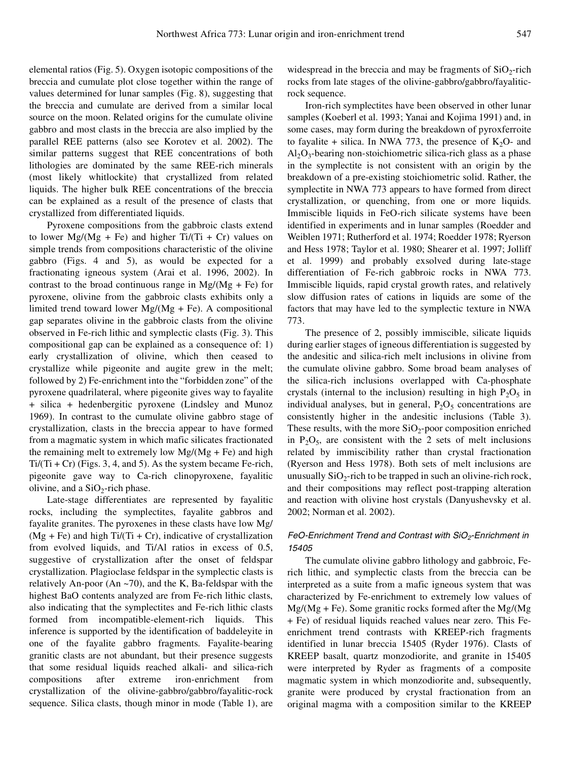elemental ratios (Fig. 5). Oxygen isotopic compositions of the breccia and cumulate plot close together within the range of values determined for lunar samples (Fig. 8), suggesting that the breccia and cumulate are derived from a similar local source on the moon. Related origins for the cumulate olivine gabbro and most clasts in the breccia are also implied by the parallel REE patterns (also see Korotev et al. 2002). The similar patterns suggest that REE concentrations of both lithologies are dominated by the same REE-rich minerals (most likely whitlockite) that crystallized from related liquids. The higher bulk REE concentrations of the breccia can be explained as a result of the presence of clasts that crystallized from differentiated liquids.

Pyroxene compositions from the gabbroic clasts extend to lower Mg/(Mg + Fe) and higher Ti/(Ti + Cr) values on simple trends from compositions characteristic of the olivine gabbro (Figs. 4 and 5), as would be expected for a fractionating igneous system (Arai et al. 1996, 2002). In contrast to the broad continuous range in Mg/(Mg + Fe) for pyroxene, olivine from the gabbroic clasts exhibits only a limited trend toward lower Mg/(Mg + Fe). A compositional gap separates olivine in the gabbroic clasts from the olivine observed in Fe-rich lithic and symplectic clasts (Fig. 3). This compositional gap can be explained as a consequence of: 1) early crystallization of olivine, which then ceased to crystallize while pigeonite and augite grew in the melt; followed by 2) Fe-enrichment into the "forbidden zone" of the pyroxene quadrilateral, where pigeonite gives way to fayalite + silica + hedenbergitic pyroxene (Lindsley and Munoz 1969). In contrast to the cumulate olivine gabbro stage of crystallization, clasts in the breccia appear to have formed from a magmatic system in which mafic silicates fractionated the remaining melt to extremely low Mg/(Mg + Fe) and high Ti/(Ti + Cr) (Figs. 3, 4, and 5). As the system became Fe-rich, pigeonite gave way to Ca-rich clinopyroxene, fayalitic olivine, and a $SiO_2$-rich phase.

Late-stage differentiates are represented by fayalitic rocks, including the symplectites, fayalite gabbros and fayalite granites. The pyroxenes in these clasts have low Mg/(Mg + Fe) and high Ti/(Ti + Cr), indicative of crystallization from evolved liquids, and Ti/Al ratios in excess of 0.5, suggestive of crystallization after the onset of feldspar crystallization. Plagioclase feldspar in the symplectic clasts is relatively An-poor (An ~70), and the K, Ba-feldspar with the highest BaO contents analyzed are from Fe-rich lithic clasts, also indicating that the symplectites and Fe-rich lithic clasts formed from incompatible-element-rich liquids. This inference is supported by the identification of baddeleyite in one of the fayalite gabbro fragments. Fayalite-bearing granitic clasts are not abundant, but their presence suggests that some residual liquids reached alkali- and silica-rich compositions after extreme iron-enrichment from crystallization of the olivine-gabbro/gabbro/fayalitic-rock sequence. Silica clasts, though minor in mode (Table 1), are widespread in the breccia and may be fragments of $SiO_2$-rich rocks from late stages of the olivine-gabbro/gabbro/fayalitic-rock sequence.

Iron-rich symplectites have been observed in other lunar samples (Koeberl et al. 1993; Yanai and Kojima 1991) and, in some cases, may form during the breakdown of pyroxferroite to fayalite + silica. In NWA 773, the presence of $K_2O$- and $Al_2O_3$-bearing non-stoichiometric silica-rich glass as a phase in the symplectite is not consistent with an origin by the breakdown of a pre-existing stoichiometric solid. Rather, the symplectite in NWA 773 appears to have formed from direct crystallization, or quenching, from one or more liquids. Immiscible liquids in FeO-rich silicate systems have been identified in experiments and in lunar samples (Roedder and Weiblen 1971; Rutherford et al. 1974; Roedder 1978; Ryerson and Hess 1978; Taylor et al. 1980; Shearer et al. 1997; Jolliff et al. 1999) and probably exsolved during late-stage differentiation of Fe-rich gabbroic rocks in NWA 773. Immiscible liquids, rapid crystal growth rates, and relatively slow diffusion rates of cations in liquids are some of the factors that may have led to the symplectic texture in NWA 773.

The presence of 2, possibly immiscible, silicate liquids during earlier stages of igneous differentiation is suggested by the andesitic and silica-rich melt inclusions in olivine from the cumulate olivine gabbro. Some broad beam analyses of the silica-rich inclusions overlapped with Ca-phosphate crystals (internal to the inclusion) resulting in high $P_2O_5$ in individual analyses, but in general, $P_2O_5$ concentrations are consistently higher in the andesitic inclusions (Table 3). These results, with the more $SiO_2$-poor composition enriched in $P_2O_5$, are consistent with the 2 sets of melt inclusions related by immiscibility rather than crystal fractionation (Ryerson and Hess 1978). Both sets of melt inclusions are unusually $SiO_2$-rich to be trapped in such an olivine-rich rock, and their compositions may reflect post-trapping alteration and reaction with olivine host crystals (Danyushevsky et al. 2002; Norman et al. 2002).

### *FeO-Enrichment Trend and Contrast with $SiO_2$-Enrichment in 15405*

The cumulate olivine gabbro lithology and gabbroic, Fe-rich lithic, and symplectic clasts from the breccia can be interpreted as a suite from a mafic igneous system that was characterized by Fe-enrichment to extremely low values of Mg/(Mg + Fe). Some granitic rocks formed after the Mg/(Mg + Fe) of residual liquids reached values near zero. This Fe-enrichment trend contrasts with KREEP-rich fragments identified in lunar breccia 15405 (Ryder 1976). Clasts of KREEP basalt, quartz monzodiorite, and granite in 15405 were interpreted by Ryder as fragments of a composite magmatic system in which monzodiorite and, subsequently, granite were produced by crystal fractionation from an original magma with a composition similar to the KREEP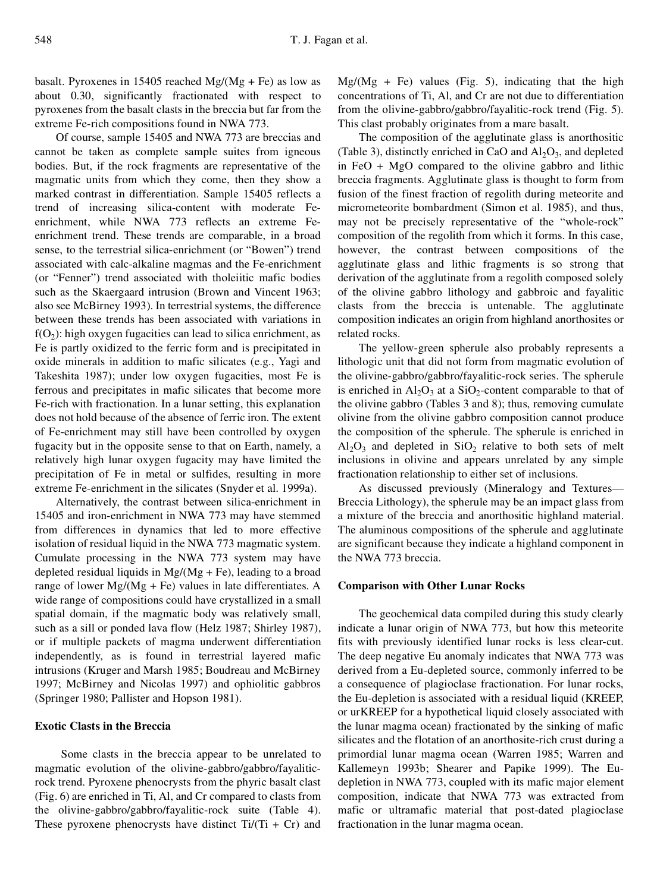basalt. Pyroxenes in 15405 reached Mg/(Mg + Fe) as low as about 0.30, significantly fractionated with respect to pyroxenes from the basalt clasts in the breccia but far from the extreme Fe-rich compositions found in NWA 773.

Of course, sample 15405 and NWA 773 are breccias and cannot be taken as complete sample suites from igneous bodies. But, if the rock fragments are representative of the magmatic units from which they come, then they show a marked contrast in differentiation. Sample 15405 reflects a trend of increasing silica-content with moderate Fe-enrichment, while NWA 773 reflects an extreme Fe-enrichment trend. These trends are comparable, in a broad sense, to the terrestrial silica-enrichment (or "Bowen") trend associated with calc-alkaline magmas and the Fe-enrichment (or "Fenner") trend associated with tholeiitic mafic bodies such as the Skaergaard intrusion (Brown and Vincent 1963; also see McBirney 1993). In terrestrial systems, the difference between these trends has been associated with variations in $f(O_2)$: high oxygen fugacities can lead to silica enrichment, as Fe is partly oxidized to the ferric form and is precipitated in oxide minerals in addition to mafic silicates (e.g., Yagi and Takeshita 1987); under low oxygen fugacities, most Fe is ferrous and precipitates in mafic silicates that become more Fe-rich with fractionation. In a lunar setting, this explanation does not hold because of the absence of ferric iron. The extent of Fe-enrichment may still have been controlled by oxygen fugacity but in the opposite sense to that on Earth, namely, a relatively high lunar oxygen fugacity may have limited the precipitation of Fe in metal or sulfides, resulting in more extreme Fe-enrichment in the silicates (Snyder et al. 1999a).

Alternatively, the contrast between silica-enrichment in 15405 and iron-enrichment in NWA 773 may have stemmed from differences in dynamics that led to more effective isolation of residual liquid in the NWA 773 magmatic system. Cumulate processing in the NWA 773 system may have depleted residual liquids in Mg/(Mg + Fe), leading to a broad range of lower Mg/(Mg + Fe) values in late differentiates. A wide range of compositions could have crystallized in a small spatial domain, if the magmatic body was relatively small, such as a sill or ponded lava flow (Helz 1987; Shirley 1987), or if multiple packets of magma underwent differentiation independently, as is found in terrestrial layered mafic intrusions (Kruger and Marsh 1985; Boudreau and McBirney 1997; McBirney and Nicolas 1997) and ophiolitic gabbros (Springer 1980; Pallister and Hopson 1981).

### Exotic Clasts in the Breccia

Some clasts in the breccia appear to be unrelated to magmatic evolution of the olivine-gabbro/gabbro/fayalitic-rock trend. Pyroxene phenocrysts from the phyric basalt clast (Fig. 6) are enriched in Ti, Al, and Cr compared to clasts from the olivine-gabbro/gabbro/fayalitic-rock suite (Table 4). These pyroxene phenocrysts have distinct Ti/(Ti + Cr) and Mg/(Mg + Fe) values (Fig. 5), indicating that the high concentrations of Ti, Al, and Cr are not due to differentiation from the olivine-gabbro/gabbro/fayalitic-rock trend (Fig. 5). This clast probably originates from a mare basalt.

The composition of the agglutinate glass is anorthositic (Table 3), distinctly enriched in CaO and $Al_2O_3$, and depleted in FeO + MgO compared to the olivine gabbro and lithic breccia fragments. Agglutinate glass is thought to form from fusion of the finest fraction of regolith during meteorite and micrometeorite bombardment (Simon et al. 1985), and thus, may not be precisely representative of the "whole-rock" composition of the regolith from which it forms. In this case, however, the contrast between compositions of the agglutinate glass and lithic fragments is so strong that derivation of the agglutinate from a regolith composed solely of the olivine gabbro lithology and gabbroic and fayalitic clasts from the breccia is untenable. The agglutinate composition indicates an origin from highland anorthosites or related rocks.

The yellow-green spherule also probably represents a lithologic unit that did not form from magmatic evolution of the olivine-gabbro/gabbro/fayalitic-rock series. The spherule is enriched in $Al_2O_3$ at a $SiO_2$-content comparable to that of the olivine gabbro (Tables 3 and 8); thus, removing cumulate olivine from the olivine gabbro composition cannot produce the composition of the spherule. The spherule is enriched in $Al_2O_3$ and depleted in $SiO_2$ relative to both sets of melt inclusions in olivine and appears unrelated by any simple fractionation relationship to either set of inclusions.

As discussed previously (Mineralogy and Textures—Breccia Lithology), the spherule may be an impact glass from a mixture of the breccia and anorthositic highland material. The aluminous compositions of the spherule and agglutinate are significant because they indicate a highland component in the NWA 773 breccia.

### Comparison with Other Lunar Rocks

The geochemical data compiled during this study clearly indicate a lunar origin of NWA 773, but how this meteorite fits with previously identified lunar rocks is less clear-cut. The deep negative Eu anomaly indicates that NWA 773 was derived from a Eu-depleted source, commonly inferred to be a consequence of plagioclase fractionation. For lunar rocks, the Eu-depletion is associated with a residual liquid (KREEP, or urKREEP for a hypothetical liquid closely associated with the lunar magma ocean) fractionated by the sinking of mafic silicates and the flotation of an anorthosite-rich crust during a primordial lunar magma ocean (Warren 1985; Warren and Kallemeyn 1993b; Shearer and Papike 1999). The Eu-depletion in NWA 773, coupled with its mafic major element composition, indicate that NWA 773 was extracted from mafic or ultramafic material that post-dated plagioclase fractionation in the lunar magma ocean.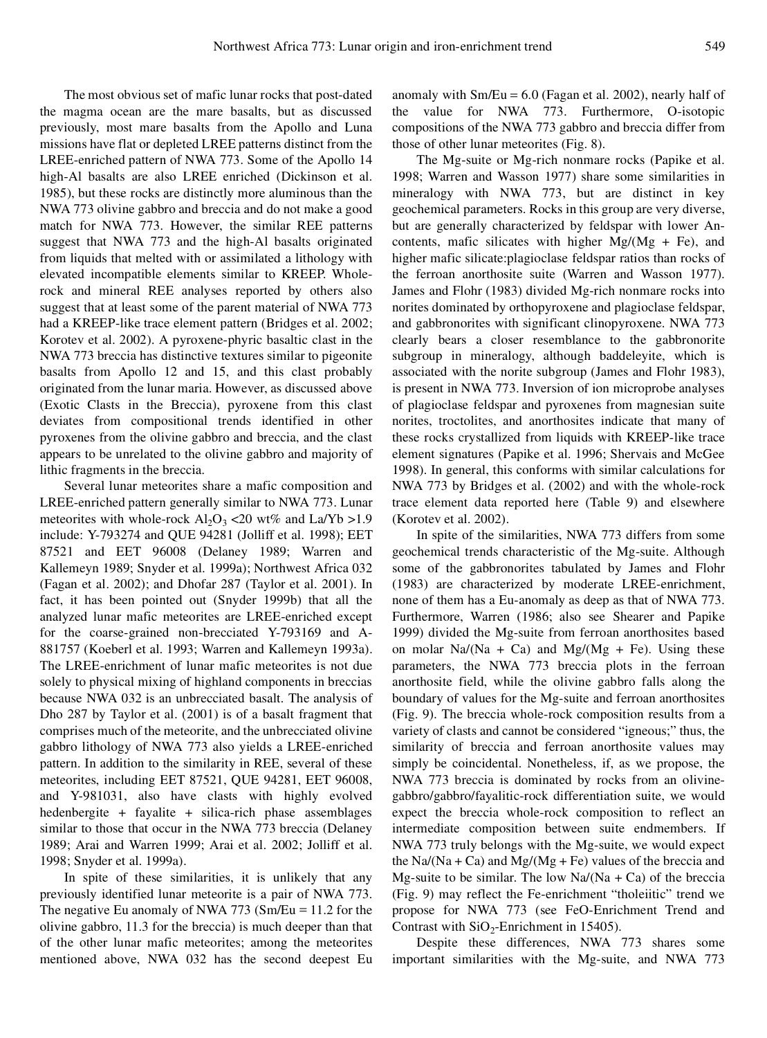The most obvious set of mafic lunar rocks that post-dated the magma ocean are the mare basalts, but as discussed previously, most mare basalts from the Apollo and Luna missions have flat or depleted LREE patterns distinct from the LREE-enriched pattern of NWA 773. Some of the Apollo 14 high-Al basalts are also LREE enriched (Dickinson et al. 1985), but these rocks are distinctly more aluminous than the NWA 773 olivine gabbro and breccia and do not make a good match for NWA 773. However, the similar REE patterns suggest that NWA 773 and the high-Al basalts originated from liquids that melted with or assimilated a lithology with elevated incompatible elements similar to KREEP. Whole-rock and mineral REE analyses reported by others also suggest that at least some of the parent material of NWA 773 had a KREEP-like trace element pattern (Bridges et al. 2002; Korotev et al. 2002). A pyroxene-phyric basaltic clast in the NWA 773 breccia has distinctive textures similar to pigeonite basalts from Apollo 12 and 15, and this clast probably originated from the lunar maria. However, as discussed above (Exotic Clasts in the Breccia), pyroxene from this clast deviates from compositional trends identified in other pyroxenes from the olivine gabbro and breccia, and the clast appears to be unrelated to the olivine gabbro and majority of lithic fragments in the breccia.

Several lunar meteorites share a mafic composition and LREE-enriched pattern generally similar to NWA 773. Lunar meteorites with whole-rock $Al_2O_3$ <20 wt% and La/Yb >1.9 include: Y-793274 and QUE 94281 (Jolliff et al. 1998); EET 87521 and EET 96008 (Delaney 1989; Warren and Kallemeyn 1989; Snyder et al. 1999a); Northwest Africa 032 (Fagan et al. 2002); and Dhofar 287 (Taylor et al. 2001). In fact, it has been pointed out (Snyder 1999b) that all the analyzed lunar mafic meteorites are LREE-enriched except for the coarse-grained non-brecciated Y-793169 and A-881757 (Koeberl et al. 1993; Warren and Kallemeyn 1993a). The LREE-enrichment of lunar mafic meteorites is not due solely to physical mixing of highland components in breccias because NWA 032 is an unbrecciated basalt. The analysis of Dho 287 by Taylor et al. (2001) is of a basalt fragment that comprises much of the meteorite, and the unbrecciated olivine gabbro lithology of NWA 773 also yields a LREE-enriched pattern. In addition to the similarity in REE, several of these meteorites, including EET 87521, QUE 94281, EET 96008, and Y-981031, also have clasts with highly evolved hedenbergite + fayalite + silica-rich phase assemblages similar to those that occur in the NWA 773 breccia (Delaney 1989; Arai and Warren 1999; Arai et al. 2002; Jolliff et al. 1998; Snyder et al. 1999a).

In spite of these similarities, it is unlikely that any previously identified lunar meteorite is a pair of NWA 773. The negative Eu anomaly of NWA 773 (Sm/Eu = 11.2 for the olivine gabbro, 11.3 for the breccia) is much deeper than that of the other lunar mafic meteorites; among the meteorites mentioned above, NWA 032 has the second deepest Eu anomaly with Sm/Eu = 6.0 (Fagan et al. 2002), nearly half of the value for NWA 773. Furthermore, O-isotopic compositions of the NWA 773 gabbro and breccia differ from those of other lunar meteorites (Fig. 8).

The Mg-suite or Mg-rich nonmare rocks (Papike et al. 1998; Warren and Wasson 1977) share some similarities in mineralogy with NWA 773, but are distinct in key geochemical parameters. Rocks in this group are very diverse, but are generally characterized by feldspar with lower An-contents, mafic silicates with higher Mg/(Mg + Fe), and higher mafic silicate:plagioclase feldspar ratios than rocks of the ferroan anorthosite suite (Warren and Wasson 1977). James and Flohr (1983) divided Mg-rich nonmare rocks into norites dominated by orthopyroxene and plagioclase feldspar, and gabbronorites with significant clinopyroxene. NWA 773 clearly bears a closer resemblance to the gabbronorite subgroup in mineralogy, although baddeleyite, which is associated with the norite subgroup (James and Flohr 1983), is present in NWA 773. Inversion of ion microprobe analyses of plagioclase feldspar and pyroxenes from magnesian suite norites, troctolites, and anorthosites indicate that many of these rocks crystallized from liquids with KREEP-like trace element signatures (Papike et al. 1996; Shervais and McGee 1998). In general, this conforms with similar calculations for NWA 773 by Bridges et al. (2002) and with the whole-rock trace element data reported here (Table 9) and elsewhere (Korotev et al. 2002).

In spite of the similarities, NWA 773 differs from some geochemical trends characteristic of the Mg-suite. Although some of the gabbronorites tabulated by James and Flohr (1983) are characterized by moderate LREE-enrichment, none of them has a Eu-anomaly as deep as that of NWA 773. Furthermore, Warren (1986; also see Shearer and Papike 1999) divided the Mg-suite from ferroan anorthosites based on molar Na/(Na + Ca) and Mg/(Mg + Fe). Using these parameters, the NWA 773 breccia plots in the ferroan anorthosite field, while the olivine gabbro falls along the boundary of values for the Mg-suite and ferroan anorthosites (Fig. 9). The breccia whole-rock composition results from a variety of clasts and cannot be considered "igneous;" thus, the similarity of breccia and ferroan anorthosite values may simply be coincidental. Nonetheless, if, as we propose, the NWA 773 breccia is dominated by rocks from an olivine-gabbro/gabbro/fayalitic-rock differentiation suite, we would expect the breccia whole-rock composition to reflect an intermediate composition between suite endmembers. If NWA 773 truly belongs with the Mg-suite, we would expect the Na/(Na + Ca) and Mg/(Mg + Fe) values of the breccia and Mg-suite to be similar. The low Na/(Na + Ca) of the breccia (Fig. 9) may reflect the Fe-enrichment "tholeiitic" trend we propose for NWA 773 (see FeO-Enrichment Trend and Contrast with $SiO_2$-Enrichment in 15405).

Despite these differences, NWA 773 shares some important similarities with the Mg-suite, and NWA 773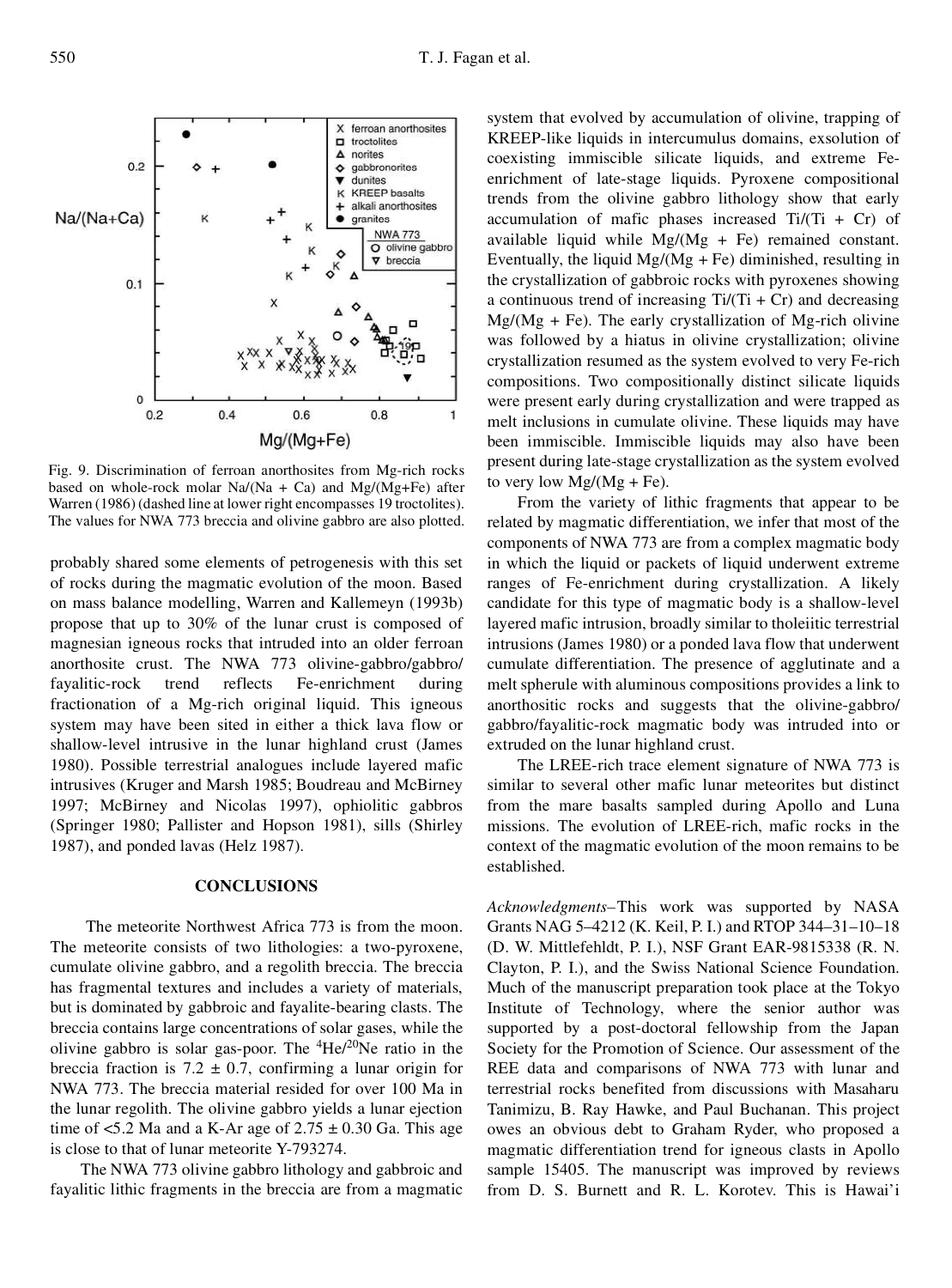Fig. 9. Discrimination of ferroan anorthosites from Mg-rich rocks based on whole-rock molar Na/(Na + Ca) and Mg/(Mg+Fe) after Warren (1986) (dashed line at lower right encompasses 19 troctolites). The values for NWA 773 breccia and olivine gabbro are also plotted.

probably shared some elements of petrogenesis with this set of rocks during the magmatic evolution of the moon. Based on mass balance modelling, Warren and Kallemeyn (1993b) propose that up to 30% of the lunar crust is composed of magnesian igneous rocks that intruded into an older ferroan anorthosite crust. The NWA 773 olivine-gabbro/gabbro/fayalitic-rock trend reflects Fe-enrichment during fractionation of a Mg-rich original liquid. This igneous system may have been sited in either a thick lava flow or shallow-level intrusive in the lunar highland crust (James 1980). Possible terrestrial analogues include layered mafic intrusives (Kruger and Marsh 1985; Boudreau and McBirney 1997; McBirney and Nicolas 1997), ophiolitic gabbros (Springer 1980; Pallister and Hopson 1981), sills (Shirley 1987), and ponded lavas (Helz 1987).

## CONCLUSIONS

The meteorite Northwest Africa 773 is from the moon. The meteorite consists of two lithologies: a two-pyroxene, cumulate olivine gabbro, and a regolith breccia. The breccia has fragmental textures and includes a variety of materials, but is dominated by gabbroic and fayalite-bearing clasts. The breccia contains large concentrations of solar gases, while the olivine gabbro is solar gas-poor. The $^4He/^{20}Ne$ ratio in the breccia fraction is $7.2 \pm 0.7$, confirming a lunar origin for NWA 773. The breccia material resided for over 100 Ma in the lunar regolith. The olivine gabbro yields a lunar ejection time of <5.2 Ma and a K-Ar age of $2.75 \pm 0.30$ Ga. This age is close to that of lunar meteorite Y-793274.

The NWA 773 olivine gabbro lithology and gabbroic and fayalitic lithic fragments in the breccia are from a magmatic system that evolved by accumulation of olivine, trapping of KREEP-like liquids in intercumulus domains, exsolution of coexisting immiscible silicate liquids, and extreme Fe-enrichment of late-stage liquids. Pyroxene compositional trends from the olivine gabbro lithology show that early accumulation of mafic phases increased Ti/(Ti + Cr) of available liquid while Mg/(Mg + Fe) remained constant. Eventually, the liquid Mg/(Mg + Fe) diminished, resulting in the crystallization of gabbroic rocks with pyroxenes showing a continuous trend of increasing Ti/(Ti + Cr) and decreasing Mg/(Mg + Fe). The early crystallization of Mg-rich olivine was followed by a hiatus in olivine crystallization; olivine crystallization resumed as the system evolved to very Fe-rich compositions. Two compositionally distinct silicate liquids were present early during crystallization and were trapped as melt inclusions in cumulate olivine. These liquids may have been immiscible. Immiscible liquids may also have been present during late-stage crystallization as the system evolved to very low Mg/(Mg + Fe).

From the variety of lithic fragments that appear to be related by magmatic differentiation, we infer that most of the components of NWA 773 are from a complex magmatic body in which the liquid or packets of liquid underwent extreme ranges of Fe-enrichment during crystallization. A likely candidate for this type of magmatic body is a shallow-level layered mafic intrusion, broadly similar to tholeiitic terrestrial intrusions (James 1980) or a ponded lava flow that underwent cumulate differentiation. The presence of agglutinate and a melt spherule with aluminous compositions provides a link to anorthositic rocks and suggests that the olivine-gabbro/gabbro/fayalitic-rock magmatic body was intruded into or extruded on the lunar highland crust.

The LREE-rich trace element signature of NWA 773 is similar to several other mafic lunar meteorites but distinct from the mare basalts sampled during Apollo and Luna missions. The evolution of LREE-rich, mafic rocks in the context of the magmatic evolution of the moon remains to be established.

*Acknowledgments–*This work was supported by NASA Grants NAG 5–4212 (K. Keil, P. I.) and RTOP 344–31–10–18 (D. W. Mittlefehldt, P. I.), NSF Grant EAR-9815338 (R. N. Clayton, P. I.), and the Swiss National Science Foundation. Much of the manuscript preparation took place at the Tokyo Institute of Technology, where the senior author was supported by a post-doctoral fellowship from the Japan Society for the Promotion of Science. Our assessment of the REE data and comparisons of NWA 773 with lunar and terrestrial rocks benefited from discussions with Masaharu Tanimizu, B. Ray Hawke, and Paul Buchanan. This project owes an obvious debt to Graham Ryder, who proposed a magmatic differentiation trend for igneous clasts in Apollo sample 15405. The manuscript was improved by reviews from D. S. Burnett and R. L. Korotev. This is Hawai'i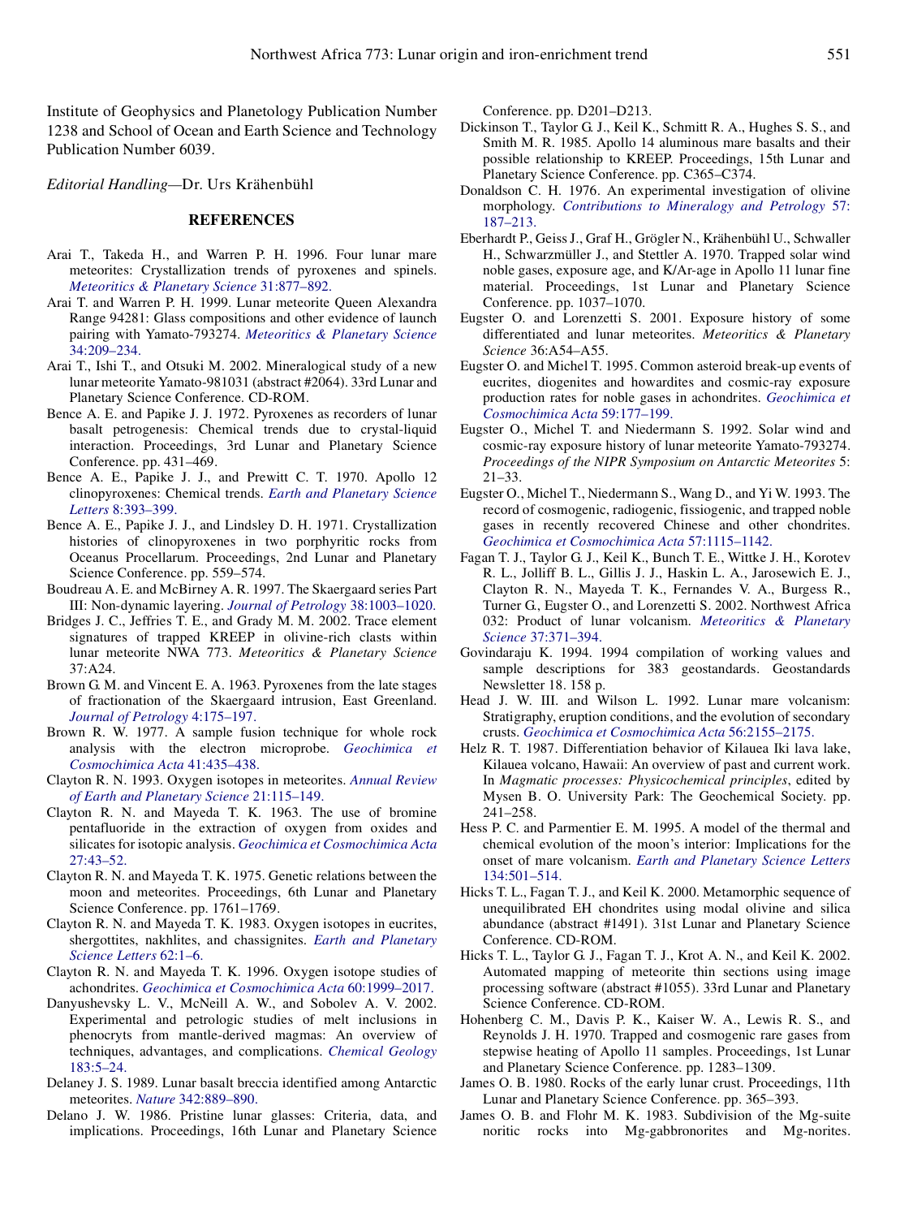Institute of Geophysics and Planetology Publication Number 1238 and School of Ocean and Earth Science and Technology Publication Number 6039.

*Editorial Handling*—Dr. Urs Krähenbühl

## REFERENCES

Arai T., Takeda H., and Warren P. H. 1996. Four lunar mare meteorites: Crystallization trends of pyroxenes and spinels. *Meteoritics & Planetary Science* 31:877–892.

Arai T. and Warren P. H. 1999. Lunar meteorite Queen Alexandra Range 94281: Glass compositions and other evidence of launch pairing with Yamato-793274. *Meteoritics & Planetary Science* 34:209–234.

Arai T., Ishi T., and Otsuki M. 2002. Mineralogical study of a new lunar meteorite Yamato-981031 (abstract #2064). 33rd Lunar and Planetary Science Conference. CD-ROM.

Bence A. E. and Papike J. J. 1972. Pyroxenes as recorders of lunar basalt petrogenesis: Chemical trends due to crystal-liquid interaction. Proceedings, 3rd Lunar and Planetary Science Conference. pp. 431–469.

Bence A. E., Papike J. J., and Prewitt C. T. 1970. Apollo 12 clinopyroxenes: Chemical trends. *Earth and Planetary Science Letters* 8:393–399.

Bence A. E., Papike J. J., and Lindsley D. H. 1971. Crystallization histories of clinopyroxenes in two porphyritic rocks from Oceanus Procellarum. Proceedings, 2nd Lunar and Planetary Science Conference. pp. 559–574.

Boudreau A. E. and McBirney A. R. 1997. The Skaergaard series Part III: Non-dynamic layering. *Journal of Petrology* 38:1003–1020.

Bridges J. C., Jeffries T. E., and Grady M. M. 2002. Trace element signatures of trapped KREEP in olivine-rich clasts within lunar meteorite NWA 773. *Meteoritics & Planetary Science* 37:A24.

Brown G. M. and Vincent E. A. 1963. Pyroxenes from the late stages of fractionation of the Skaergaard intrusion, East Greenland. *Journal of Petrology* 4:175–197.

Brown R. W. 1977. A sample fusion technique for whole rock analysis with the electron microprobe. *Geochimica et Cosmochimica Acta* 41:435–438.

Clayton R. N. 1993. Oxygen isotopes in meteorites. *Annual Review of Earth and Planetary Science* 21:115–149.

Clayton R. N. and Mayeda T. K. 1963. The use of bromine pentafluoride in the extraction of oxygen from oxides and silicates for isotopic analysis. *Geochimica et Cosmochimica Acta* 27:43–52.

Clayton R. N. and Mayeda T. K. 1975. Genetic relations between the moon and meteorites. Proceedings, 6th Lunar and Planetary Science Conference. pp. 1761–1769.

Clayton R. N. and Mayeda T. K. 1983. Oxygen isotopes in eucrites, shergottites, nakhlites, and chassignites. *Earth and Planetary Science Letters* 62:1–6.

Clayton R. N. and Mayeda T. K. 1996. Oxygen isotope studies of achondrites. *Geochimica et Cosmochimica Acta* 60:1999–2017.

Danyushevsky L. V., McNeill A. W., and Sobolev A. V. 2002. Experimental and petrologic studies of melt inclusions in phenocryts from mantle-derived magmas: An overview of techniques, advantages, and complications. *Chemical Geology* 183:5–24.

Delaney J. S. 1989. Lunar basalt breccia identified among Antarctic meteorites. *Nature* 342:889–890.

Delano J. W. 1986. Pristine lunar glasses: Criteria, data, and implications. Proceedings, 16th Lunar and Planetary Science Conference. pp. D201–D213.

Dickinson T., Taylor G. J., Keil K., Schmitt R. A., Hughes S. S., and Smith M. R. 1985. Apollo 14 aluminous mare basalts and their possible relationship to KREEP. Proceedings, 15th Lunar and Planetary Science Conference. pp. C365–C374.

Donaldson C. H. 1976. An experimental investigation of olivine morphology. *Contributions to Mineralogy and Petrology* 57: 187–213.

Eberhardt P., Geiss J., Graf H., Grögler N., Krähenbühl U., Schwaller H., Schwarzmüller J., and Stettler A. 1970. Trapped solar wind noble gases, exposure age, and K/Ar-age in Apollo 11 lunar fine material. Proceedings, 1st Lunar and Planetary Science Conference. pp. 1037–1070.

Eugster O. and Lorenzetti S. 2001. Exposure history of some differentiated and lunar meteorites. *Meteoritics & Planetary Science* 36:A54–A55.

Eugster O. and Michel T. 1995. Common asteroid break-up events of eucrites, diogenites and howardites and cosmic-ray exposure production rates for noble gases in achondrites. *Geochimica et Cosmochimica Acta* 59:177–199.

Eugster O., Michel T. and Niedermann S. 1992. Solar wind and cosmic-ray exposure history of lunar meteorite Yamato-793274. *Proceedings of the NIPR Symposium on Antarctic Meteorites* 5: 21–33.

Eugster O., Michel T., Niedermann S., Wang D., and Yi W. 1993. The record of cosmogenic, radiogenic, fissiogenic, and other trapped noble gases in recently recovered Chinese and other chondrites. *Geochimica et Cosmochimica Acta* 57:1115–1142.

Fagan T. J., Taylor G. J., Keil K., Bunch T. E., Wittke J. H., Korotev R. L., Jolliff B. L., Gillis J. J., Haskin L. A., Jarosewich E. J., Clayton R. N., Mayeda T. K., Fernandes V. A., Burgess R., Turner G., Eugster O., and Lorenzetti S. 2002. Northwest Africa 032: Product of lunar volcanism. *Meteoritics & Planetary Science* 37:371–394.

Govindaraju K. 1994. 1994 compilation of working values and sample descriptions for 383 geostandards. Geostandards Newsletter 18. 158 p.

Head J. W. III. and Wilson L. 1992. Lunar mare volcanism: Stratigraphy, eruption conditions, and the evolution of secondary crusts. *Geochimica et Cosmochimica Acta* 56:2155–2175.

Helz R. T. 1987. Differentiation behavior of Kilauea Iki lava lake, Kilauea volcano, Hawaii: An overview of past and current work. In *Magmatic processes: Physicochemical principles*, edited by Mysen B. O. University Park: The Geochemical Society. pp. 241–258.

Hess P. C. and Parmentier E. M. 1995. A model of the thermal and chemical evolution of the moon's interior: Implications for the onset of mare volcanism. *Earth and Planetary Science Letters* 134:501–514.

Hicks T. L., Fagan T. J., and Keil K. 2000. Metamorphic sequence of unequilibrated EH chondrites using modal olivine and silica abundance (abstract #1491). 31st Lunar and Planetary Science Conference. CD-ROM.

Hicks T. L., Taylor G. J., Fagan T. J., Krot A. N., and Keil K. 2002. Automated mapping of meteorite thin sections using image processing software (abstract #1055). 33rd Lunar and Planetary Science Conference. CD-ROM.

Hohenberg C. M., Davis P. K., Kaiser W. A., Lewis R. S., and Reynolds J. H. 1970. Trapped and cosmogenic rare gases from stepwise heating of Apollo 11 samples. Proceedings, 1st Lunar and Planetary Science Conference. pp. 1283–1309.

James O. B. 1980. Rocks of the early lunar crust. Proceedings, 11th Lunar and Planetary Science Conference. pp. 365–393.

James O. B. and Flohr M. K. 1983. Subdivision of the Mg-suite noritic rocks into Mg-gabbronorites and Mg-norites.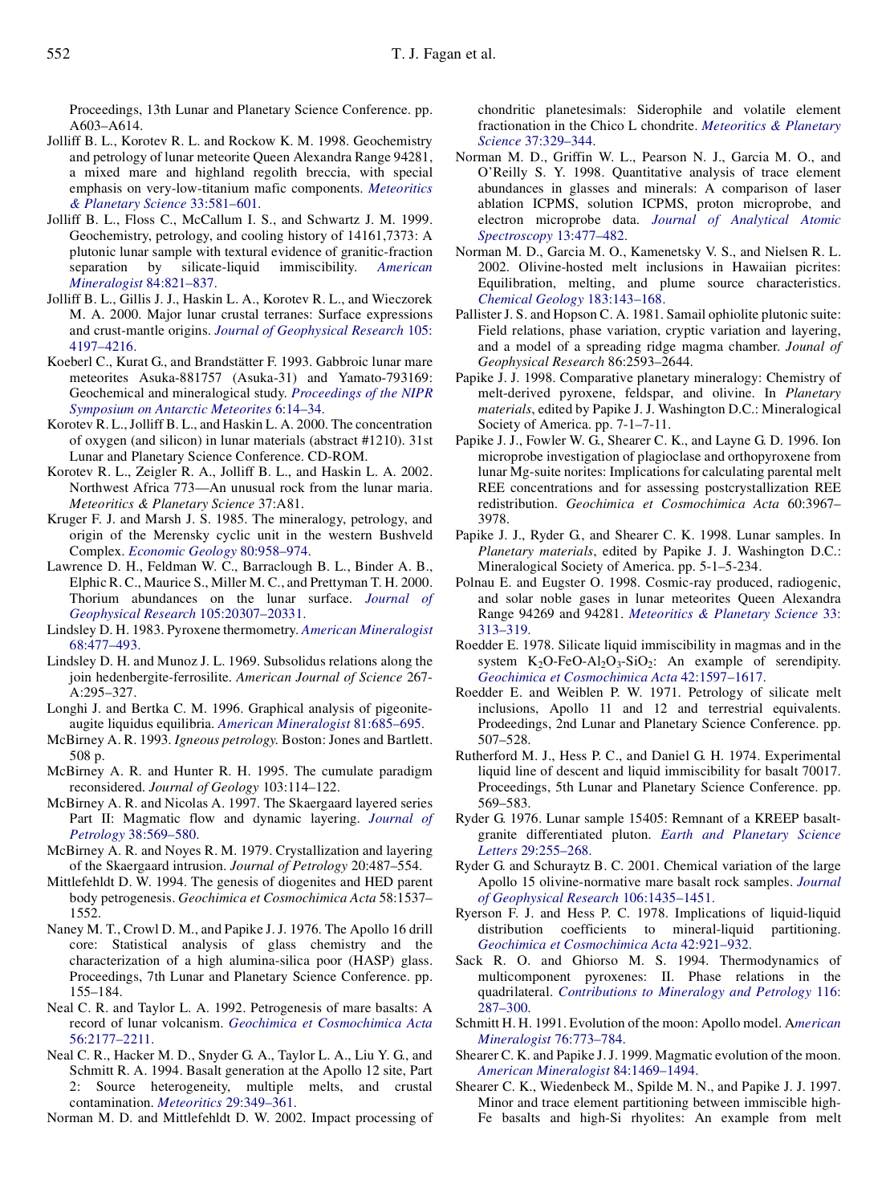Proceedings, 13th Lunar and Planetary Science Conference. pp. A603–A614.

Jolliff B. L., Korotev R. L., and Rockow K. M. 1998. Geochemistry and petrology of lunar meteorite Queen Alexandra Range 94281, a mixed mare and highland regolith breccia, with special emphasis on very-low-titanium mafic components. *Meteoritics & Planetary Science* 33:581–601.

Jolliff B. L., Floss C., McCallum I. S., and Schwartz J. M. 1999. Geochemistry, petrology, and cooling history of 14161,7373: A plutonic lunar sample with textural evidence of granitic-fraction separation by silicate-liquid immiscibility. *American Mineralogist* 84:821–837.

Jolliff B. L., Gillis J. J., Haskin L. A., Korotev R. L., and Wieczorek M. A. 2000. Major lunar crustal terranes: Surface expressions and crust-mantle origins. *Journal of Geophysical Research* 105: 4197–4216.

Koeberl C., Kurat G., and Brandstätter F. 1993. Gabbroic lunar mare meteorites Asuka-881757 (Asuka-31) and Yamato-793169: Geochemical and mineralogical study. *Proceedings of the NIPR Symposium on Antarctic Meteorites* 6:14–34.

Korotev R. L., Jolliff B. L., and Haskin L. A. 2000. The concentration of oxygen (and silicon) in lunar materials (abstract #1210). 31st Lunar and Planetary Science Conference. CD-ROM.

Korotev R. L., Zeigler R. A., Jolliff B. L., and Haskin L. A. 2002. Northwest Africa 773—An unusual rock from the lunar maria. *Meteoritics & Planetary Science* 37:A81.

Kruger F. J. and Marsh J. S. 1985. The mineralogy, petrology, and origin of the Merensky cyclic unit in the western Bushveld Complex. *Economic Geology* 80:958–974.

Lawrence D. H., Feldman W. C., Barraclough B. L., Binder A. B., Elphic R. C., Maurice S., Miller M. C., and Prettyman T. H. 2000. Thorium abundances on the lunar surface. *Journal of Geophysical Research* 105:20307–20331.

Lindsley D. H. 1983. Pyroxene thermometry. *American Mineralogist* 68:477–493.

Lindsley D. H. and Munoz J. L. 1969. Subsolidus relations along the join hedenbergite-ferrosilite. *American Journal of Science* 267-A:295–327.

Longhi J. and Bertka C. M. 1996. Graphical analysis of pigeonite-augite liquidus equilibria. *American Mineralogist* 81:685–695.

McBirney A. R. 1993. *Igneous petrology.* Boston: Jones and Bartlett. 508 p.

McBirney A. R. and Hunter R. H. 1995. The cumulate paradigm reconsidered. *Journal of Geology* 103:114–122.

McBirney A. R. and Nicolas A. 1997. The Skaergaard layered series Part II: Magmatic flow and dynamic layering. *Journal of Petrology* 38:569–580.

McBirney A. R. and Noyes R. M. 1979. Crystallization and layering of the Skaergaard intrusion. *Journal of Petrology* 20:487–554.

Mittlefehldt D. W. 1994. The genesis of diogenites and HED parent body petrogenesis. *Geochimica et Cosmochimica Acta* 58:1537–1552.

Naney M. T., Crowl D. M., and Papike J. J. 1976. The Apollo 16 drill core: Statistical analysis of glass chemistry and the characterization of a high alumina-silica poor (HASP) glass. Proceedings, 7th Lunar and Planetary Science Conference. pp. 155–184.

Neal C. R. and Taylor L. A. 1992. Petrogenesis of mare basalts: A record of lunar volcanism. *Geochimica et Cosmochimica Acta* 56:2177–2211.

Neal C. R., Hacker M. D., Snyder G. A., Taylor L. A., Liu Y. G., and Schmitt R. A. 1994. Basalt generation at the Apollo 12 site, Part 2: Source heterogeneity, multiple melts, and crustal contamination. *Meteoritics* 29:349–361.

Norman M. D. and Mittlefehldt D. W. 2002. Impact processing of chondritic planetesimals: Siderophile and volatile element fractionation in the Chico L chondrite. *Meteoritics & Planetary Science* 37:329–344.

Norman M. D., Griffin W. L., Pearson N. J., Garcia M. O., and O'Reilly S. Y. 1998. Quantitative analysis of trace element abundances in glasses and minerals: A comparison of laser ablation ICPMS, solution ICPMS, proton microprobe, and electron microprobe data. *Journal of Analytical Atomic Spectroscopy* 13:477–482.

Norman M. D., Garcia M. O., Kamenetsky V. S., and Nielsen R. L. 2002. Olivine-hosted melt inclusions in Hawaiian picrites: Equilibration, melting, and plume source characteristics. *Chemical Geology* 183:143–168.

Pallister J. S. and Hopson C. A. 1981. Samail ophiolite plutonic suite: Field relations, phase variation, cryptic variation and layering, and a model of a spreading ridge magma chamber. *Jounal of Geophysical Research* 86:2593–2644.

Papike J. J. 1998. Comparative planetary mineralogy: Chemistry of melt-derived pyroxene, feldspar, and olivine. In *Planetary materials*, edited by Papike J. J. Washington D.C.: Mineralogical Society of America. pp. 7-1–7-11.

Papike J. J., Fowler W. G., Shearer C. K., and Layne G. D. 1996. Ion microprobe investigation of plagioclase and orthopyroxene from lunar Mg-suite norites: Implications for calculating parental melt REE concentrations and for assessing postcrystallization REE redistribution. *Geochimica et Cosmochimica Acta* 60:3967–3978.

Papike J. J., Ryder G., and Shearer C. K. 1998. Lunar samples. In *Planetary materials*, edited by Papike J. J. Washington D.C.: Mineralogical Society of America. pp. 5-1–5-234.

Polnau E. and Eugster O. 1998. Cosmic-ray produced, radiogenic, and solar noble gases in lunar meteorites Queen Alexandra Range 94269 and 94281. *Meteoritics & Planetary Science* 33: 313–319.

Roedder E. 1978. Silicate liquid immiscibility in magmas and in the system $K_2O$-FeO-$Al_2O_3$-$SiO_2$: An example of serendipity. *Geochimica et Cosmochimica Acta* 42:1597–1617.

Roedder E. and Weiblen P. W. 1971. Petrology of silicate melt inclusions, Apollo 11 and 12 and terrestrial equivalents. Prodeedings, 2nd Lunar and Planetary Science Conference. pp. 507–528.

Rutherford M. J., Hess P. C., and Daniel G. H. 1974. Experimental liquid line of descent and liquid immiscibility for basalt 70017. Proceedings, 5th Lunar and Planetary Science Conference. pp. 569–583.

Ryder G. 1976. Lunar sample 15405: Remnant of a KREEP basalt-granite differentiated pluton. *Earth and Planetary Science Letters* 29:255–268.

Ryder G. and Schuraytz B. C. 2001. Chemical variation of the large Apollo 15 olivine-normative mare basalt rock samples. *Journal of Geophysical Research* 106:1435–1451.

Ryerson F. J. and Hess P. C. 1978. Implications of liquid-liquid distribution coefficients to mineral-liquid partitioning. *Geochimica et Cosmochimica Acta* 42:921–932.

Sack R. O. and Ghiorso M. S. 1994. Thermodynamics of multicomponent pyroxenes: II. Phase relations in the quadrilateral. *Contributions to Mineralogy and Petrology* 116: 287–300.

Schmitt H. H. 1991. Evolution of the moon: Apollo model. *American Mineralogist* 76:773–784.

Shearer C. K. and Papike J. J. 1999. Magmatic evolution of the moon. *American Mineralogist* 84:1469–1494.

Shearer C. K., Wiedenbeck M., Spilde M. N., and Papike J. J. 1997. Minor and trace element partitioning between immiscible high-Fe basalts and high-Si rhyolites: An example from melt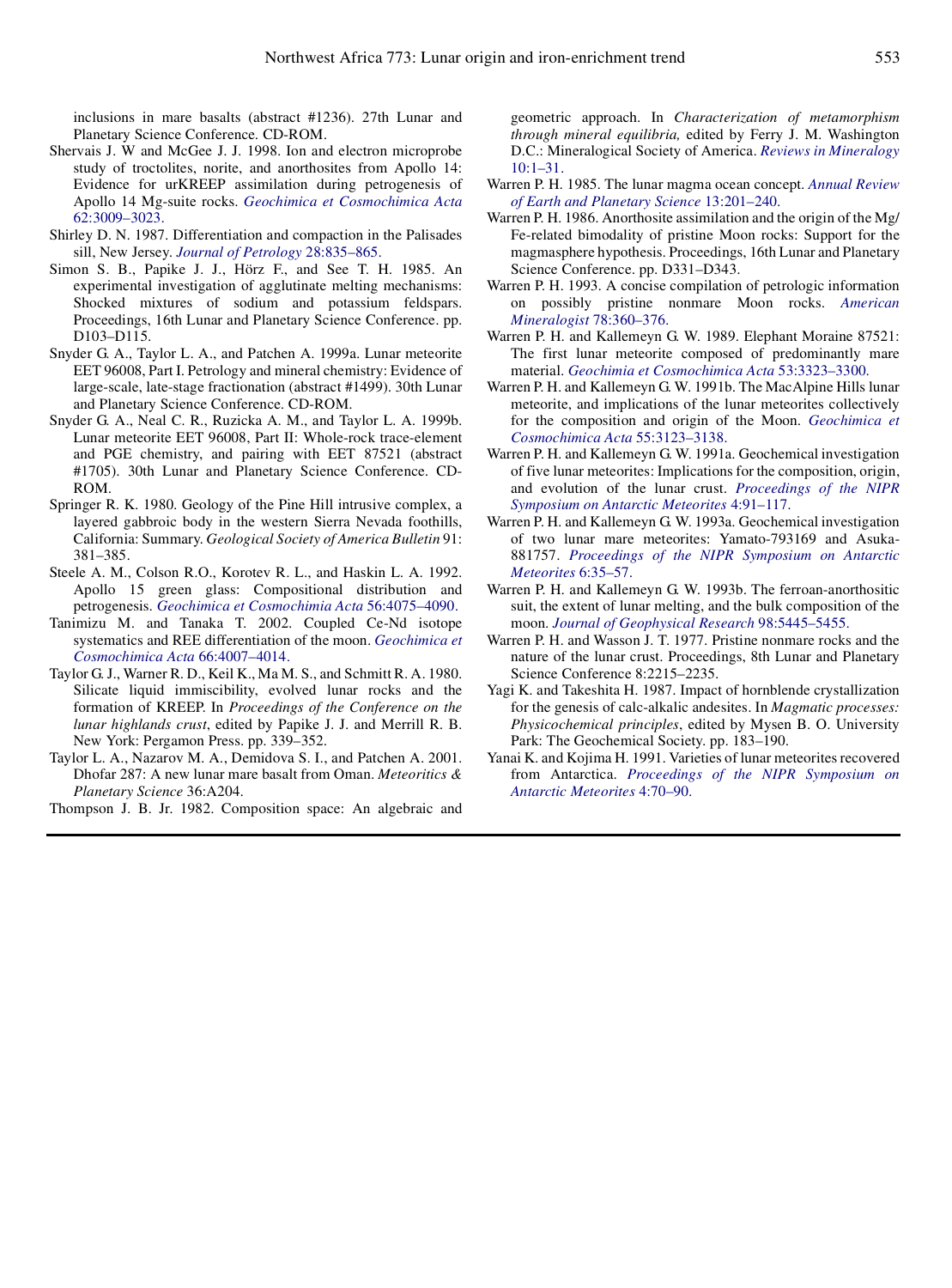inclusions in mare basalts (abstract #1236). 27th Lunar and Planetary Science Conference. CD-ROM.

Shervais J. W and McGee J. J. 1998. Ion and electron microprobe study of troctolites, norite, and anorthosites from Apollo 14: Evidence for urKREEP assimilation during petrogenesis of Apollo 14 Mg-suite rocks. *Geochimica et Cosmochimica Acta* 62:3009–3023.

Shirley D. N. 1987. Differentiation and compaction in the Palisades sill, New Jersey. *Journal of Petrology* 28:835–865.

Simon S. B., Papike J. J., Hörz F., and See T. H. 1985. An experimental investigation of agglutinate melting mechanisms: Shocked mixtures of sodium and potassium feldspars. Proceedings, 16th Lunar and Planetary Science Conference. pp. D103–D115.

Snyder G. A., Taylor L. A., and Patchen A. 1999a. Lunar meteorite EET 96008, Part I. Petrology and mineral chemistry: Evidence of large-scale, late-stage fractionation (abstract #1499). 30th Lunar and Planetary Science Conference. CD-ROM.

Snyder G. A., Neal C. R., Ruzicka A. M., and Taylor L. A. 1999b. Lunar meteorite EET 96008, Part II: Whole-rock trace-element and PGE chemistry, and pairing with EET 87521 (abstract #1705). 30th Lunar and Planetary Science Conference. CD-ROM.

Springer R. K. 1980. Geology of the Pine Hill intrusive complex, a layered gabbroic body in the western Sierra Nevada foothills, California: Summary. *Geological Society of America Bulletin* 91: 381–385.

Steele A. M., Colson R.O., Korotev R. L., and Haskin L. A. 1992. Apollo 15 green glass: Compositional distribution and petrogenesis. *Geochimica et Cosmochimia Acta* 56:4075–4090.

Tanimizu M. and Tanaka T. 2002. Coupled Ce-Nd isotope systematics and REE differentiation of the moon. *Geochimica et Cosmochimica Acta* 66:4007–4014.

Taylor G. J., Warner R. D., Keil K., Ma M. S., and Schmitt R. A. 1980. Silicate liquid immiscibility, evolved lunar rocks and the formation of KREEP. In *Proceedings of the Conference on the lunar highlands crust*, edited by Papike J. J. and Merrill R. B. New York: Pergamon Press. pp. 339–352.

Taylor L. A., Nazarov M. A., Demidova S. I., and Patchen A. 2001. Dhofar 287: A new lunar mare basalt from Oman. *Meteoritics & Planetary Science* 36:A204.

Thompson J. B. Jr. 1982. Composition space: An algebraic and geometric approach. In *Characterization of metamorphism through mineral equilibria,* edited by Ferry J. M. Washington D.C.: Mineralogical Society of America. *Reviews in Mineralogy* 10:1–31.

Warren P. H. 1985. The lunar magma ocean concept. *Annual Review of Earth and Planetary Science* 13:201–240.

Warren P. H. 1986. Anorthosite assimilation and the origin of the Mg/Fe-related bimodality of pristine Moon rocks: Support for the magmasphere hypothesis. Proceedings, 16th Lunar and Planetary Science Conference. pp. D331–D343.

Warren P. H. 1993. A concise compilation of petrologic information on possibly pristine nonmare Moon rocks. *American Mineralogist* 78:360–376.

Warren P. H. and Kallemeyn G. W. 1989. Elephant Moraine 87521: The first lunar meteorite composed of predominantly mare material. *Geochimia et Cosmochimica Acta* 53:3323–3300.

Warren P. H. and Kallemeyn G. W. 1991b. The MacAlpine Hills lunar meteorite, and implications of the lunar meteorites collectively for the composition and origin of the Moon. *Geochimica et Cosmochimica Acta* 55:3123–3138.

Warren P. H. and Kallemeyn G. W. 1991a. Geochemical investigation of five lunar meteorites: Implications for the composition, origin, and evolution of the lunar crust. *Proceedings of the NIPR Symposium on Antarctic Meteorites* 4:91–117.

Warren P. H. and Kallemeyn G. W. 1993a. Geochemical investigation of two lunar mare meteorites: Yamato-793169 and Asuka-881757. *Proceedings of the NIPR Symposium on Antarctic Meteorites* 6:35–57.

Warren P. H. and Kallemeyn G. W. 1993b. The ferroan-anorthositic suit, the extent of lunar melting, and the bulk composition of the moon. *Journal of Geophysical Research* 98:5445–5455.

Warren P. H. and Wasson J. T. 1977. Pristine nonmare rocks and the nature of the lunar crust. Proceedings, 8th Lunar and Planetary Science Conference 8:2215–2235.

Yagi K. and Takeshita H. 1987. Impact of hornblende crystallization for the genesis of calc-alkalic andesites. In *Magmatic processes: Physicochemical principles*, edited by Mysen B. O. University Park: The Geochemical Society. pp. 183–190.

Yanai K. and Kojima H. 1991. Varieties of lunar meteorites recovered from Antarctica. *Proceedings of the NIPR Symposium on Antarctic Meteorites* 4:70–90.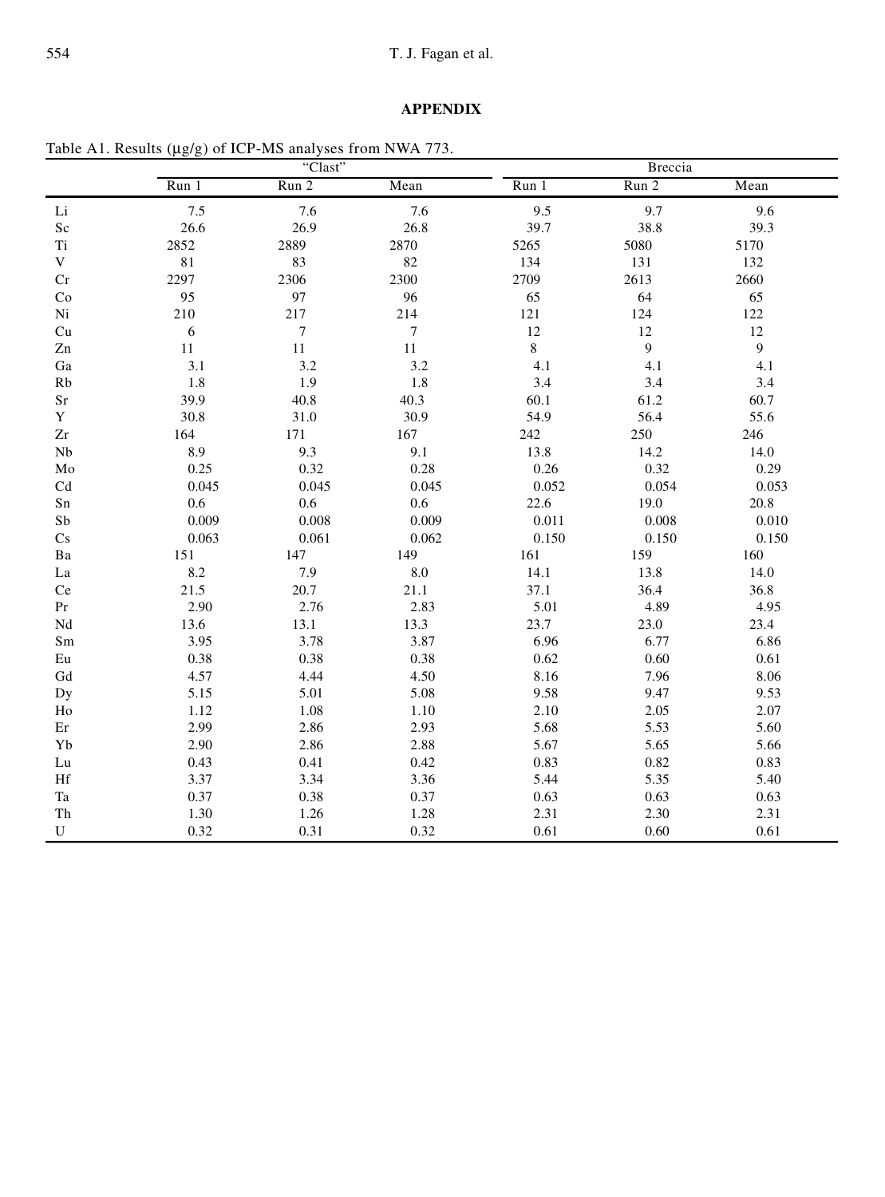## APPENDIX

Table A1. Results (μg/g) of ICP-MS analyses from NWA 773.

| | "Clast" | | | Breccia | | |
|---|---|---|---|---|---|---|
| | Run 1 | Run 2 | Mean | Run 1 | Run 2 | Mean |
| Li | 7.5 | 7.6 | 7.6 | 9.5 | 9.7 | 9.6 |
| Sc | 26.6 | 26.9 | 26.8 | 39.7 | 38.8 | 39.3 |
| Ti | 2852 | 2889 | 2870 | 5265 | 5080 | 5170 |
| V | 81 | 83 | 82 | 134 | 131 | 132 |
| Cr | 2297 | 2306 | 2300 | 2709 | 2613 | 2660 |
| Co | 95 | 97 | 96 | 65 | 64 | 65 |
| Ni | 210 | 217 | 214 | 121 | 124 | 122 |
| Cu | 6 | 7 | 7 | 12 | 12 | 12 |
| Zn | 11 | 11 | 11 | 8 | 9 | 9 |
| Ga | 3.1 | 3.2 | 3.2 | 4.1 | 4.1 | 4.1 |
| Rb | 1.8 | 1.9 | 1.8 | 3.4 | 3.4 | 3.4 |
| Sr | 39.9 | 40.8 | 40.3 | 60.1 | 61.2 | 60.7 |
| Y | 30.8 | 31.0 | 30.9 | 54.9 | 56.4 | 55.6 |
| Zr | 164 | 171 | 167 | 242 | 250 | 246 |
| Nb | 8.9 | 9.3 | 9.1 | 13.8 | 14.2 | 14.0 |
| Mo | 0.25 | 0.32 | 0.28 | 0.26 | 0.32 | 0.29 |
| Cd | 0.045 | 0.045 | 0.045 | 0.052 | 0.054 | 0.053 |
| Sn | 0.6 | 0.6 | 0.6 | 22.6 | 19.0 | 20.8 |
| Sb | 0.009 | 0.008 | 0.009 | 0.011 | 0.008 | 0.010 |
| Cs | 0.063 | 0.061 | 0.062 | 0.150 | 0.150 | 0.150 |
| Ba | 151 | 147 | 149 | 161 | 159 | 160 |
| La | 8.2 | 7.9 | 8.0 | 14.1 | 13.8 | 14.0 |
| Ce | 21.5 | 20.7 | 21.1 | 37.1 | 36.4 | 36.8 |
| Pr | 2.90 | 2.76 | 2.83 | 5.01 | 4.89 | 4.95 |
| Nd | 13.6 | 13.1 | 13.3 | 23.7 | 23.0 | 23.4 |
| Sm | 3.95 | 3.78 | 3.87 | 6.96 | 6.77 | 6.86 |
| Eu | 0.38 | 0.38 | 0.38 | 0.62 | 0.60 | 0.61 |
| Gd | 4.57 | 4.44 | 4.50 | 8.16 | 7.96 | 8.06 |
| Dy | 5.15 | 5.01 | 5.08 | 9.58 | 9.47 | 9.53 |
| Ho | 1.12 | 1.08 | 1.10 | 2.10 | 2.05 | 2.07 |
| Er | 2.99 | 2.86 | 2.93 | 5.68 | 5.53 | 5.60 |
| Yb | 2.90 | 2.86 | 2.88 | 5.67 | 5.65 | 5.66 |
| Lu | 0.43 | 0.41 | 0.42 | 0.83 | 0.82 | 0.83 |
| Hf | 3.37 | 3.34 | 3.36 | 5.44 | 5.35 | 5.40 |
| Ta | 0.37 | 0.38 | 0.37 | 0.63 | 0.63 | 0.63 |
| Th | 1.30 | 1.26 | 1.28 | 2.31 | 2.30 | 2.31 |
| U | 0.32 | 0.31 | 0.32 | 0.61 | 0.60 | 0.61 |